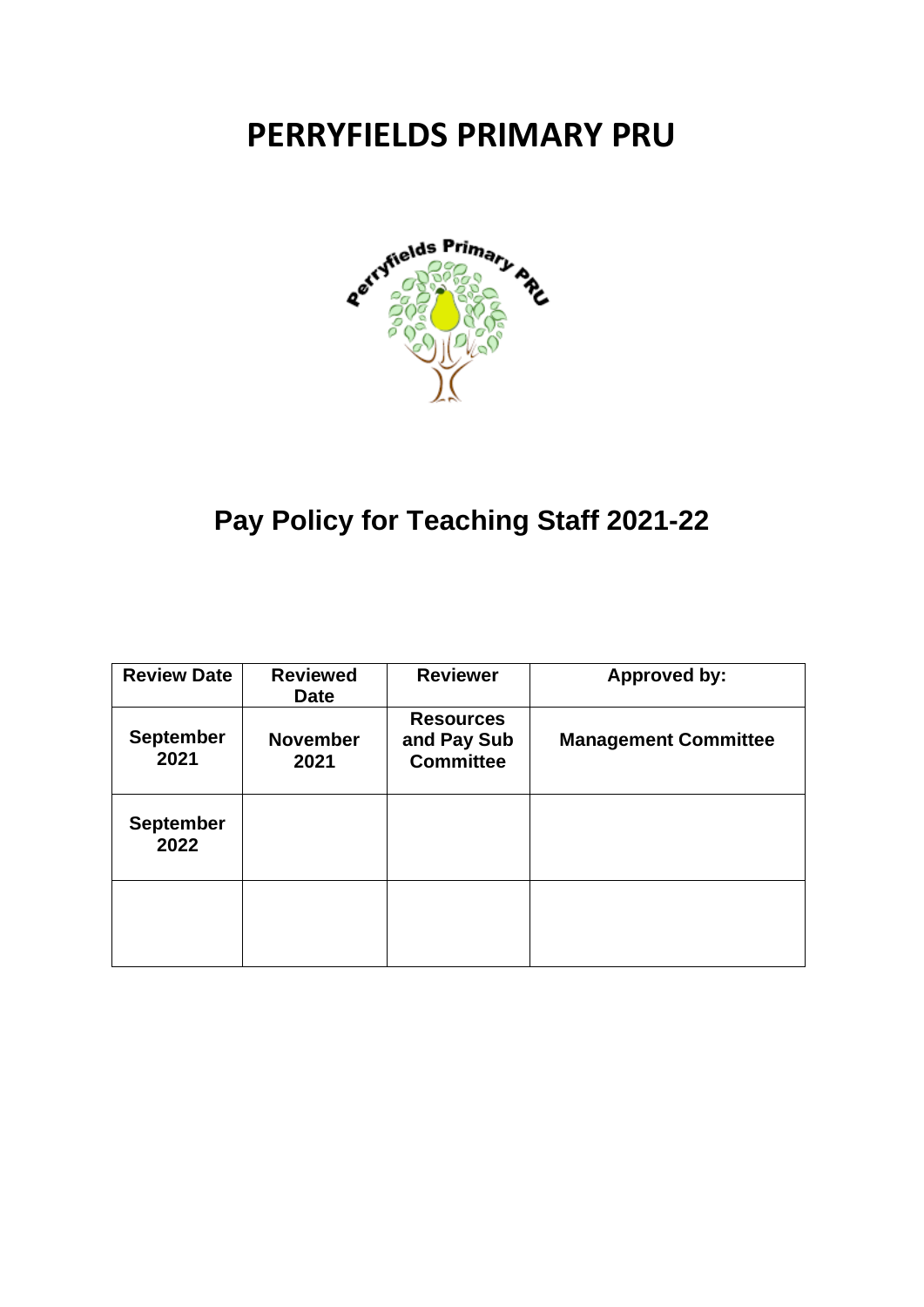# PERRYFIELDS PRIMARY PRU

## Pay Policy for Teaching Staff 2021-22

| Review Date | Reviewed Date | Reviewer | Approved by: |
|---|---|---|---|
| September 2021 | November 2021 | Resources and Pay Sub Committee | Management Committee |
| September 2022 | | | |
| | | | |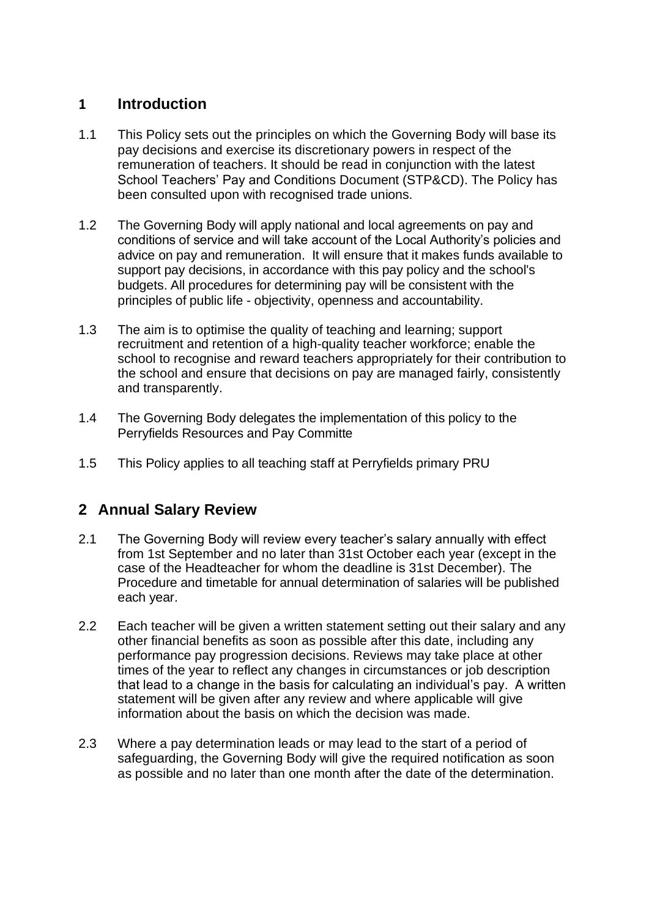## 1 Introduction

1.1 This Policy sets out the principles on which the Governing Body will base its pay decisions and exercise its discretionary powers in respect of the remuneration of teachers. It should be read in conjunction with the latest School Teachers' Pay and Conditions Document (STP&CD). The Policy has been consulted upon with recognised trade unions.

1.2 The Governing Body will apply national and local agreements on pay and conditions of service and will take account of the Local Authority's policies and advice on pay and remuneration. It will ensure that it makes funds available to support pay decisions, in accordance with this pay policy and the school's budgets. All procedures for determining pay will be consistent with the principles of public life - objectivity, openness and accountability.

1.3 The aim is to optimise the quality of teaching and learning; support recruitment and retention of a high-quality teacher workforce; enable the school to recognise and reward teachers appropriately for their contribution to the school and ensure that decisions on pay are managed fairly, consistently and transparently.

1.4 The Governing Body delegates the implementation of this policy to the Perryfields Resources and Pay Committe

1.5 This Policy applies to all teaching staff at Perryfields primary PRU

## 2 Annual Salary Review

2.1 The Governing Body will review every teacher's salary annually with effect from 1st September and no later than 31st October each year (except in the case of the Headteacher for whom the deadline is 31st December). The Procedure and timetable for annual determination of salaries will be published each year.

2.2 Each teacher will be given a written statement setting out their salary and any other financial benefits as soon as possible after this date, including any performance pay progression decisions. Reviews may take place at other times of the year to reflect any changes in circumstances or job description that lead to a change in the basis for calculating an individual's pay. A written statement will be given after any review and where applicable will give information about the basis on which the decision was made.

2.3 Where a pay determination leads or may lead to the start of a period of safeguarding, the Governing Body will give the required notification as soon as possible and no later than one month after the date of the determination.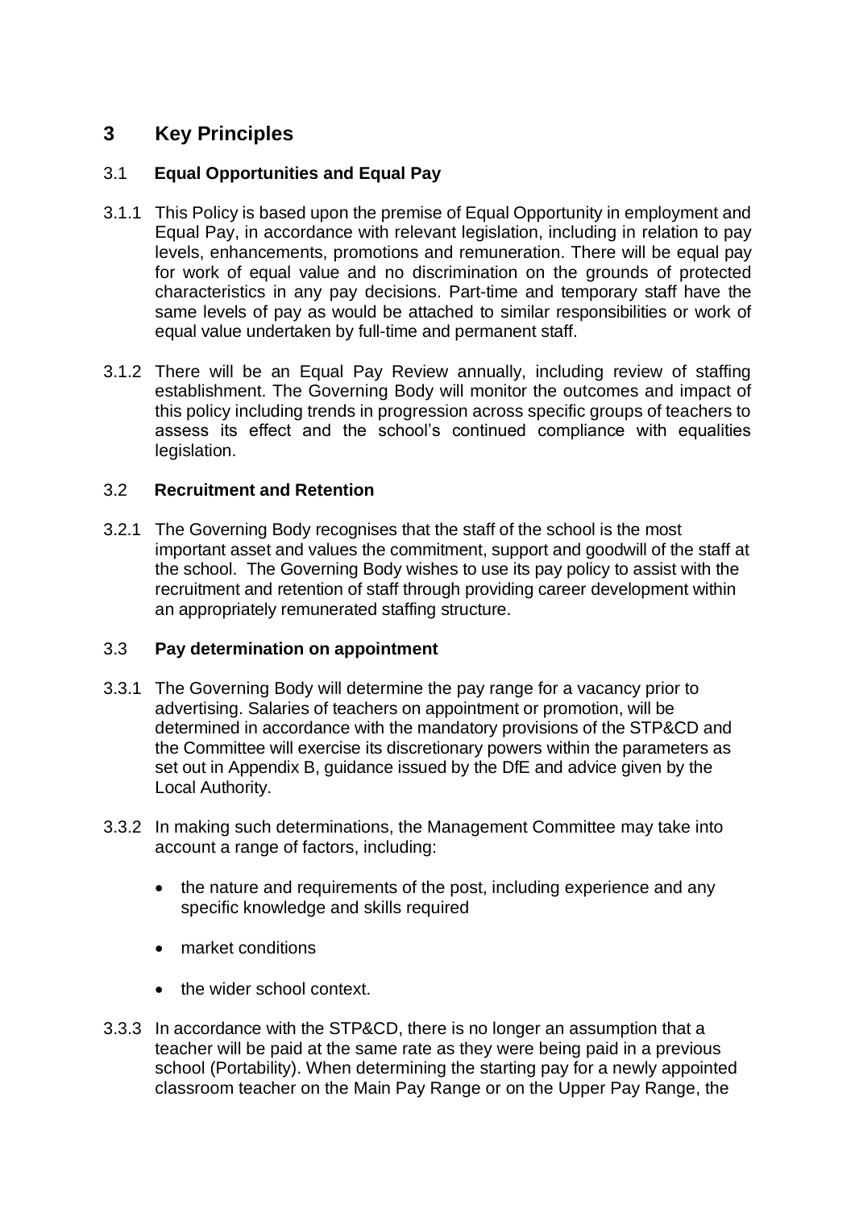# 3 Key Principles

## 3.1 Equal Opportunities and Equal Pay

3.1.1 This Policy is based upon the premise of Equal Opportunity in employment and Equal Pay, in accordance with relevant legislation, including in relation to pay levels, enhancements, promotions and remuneration. There will be equal pay for work of equal value and no discrimination on the grounds of protected characteristics in any pay decisions. Part-time and temporary staff have the same levels of pay as would be attached to similar responsibilities or work of equal value undertaken by full-time and permanent staff.

3.1.2 There will be an Equal Pay Review annually, including review of staffing establishment. The Governing Body will monitor the outcomes and impact of this policy including trends in progression across specific groups of teachers to assess its effect and the school's continued compliance with equalities legislation.

## 3.2 Recruitment and Retention

3.2.1 The Governing Body recognises that the staff of the school is the most important asset and values the commitment, support and goodwill of the staff at the school. The Governing Body wishes to use its pay policy to assist with the recruitment and retention of staff through providing career development within an appropriately remunerated staffing structure.

## 3.3 Pay determination on appointment

3.3.1 The Governing Body will determine the pay range for a vacancy prior to advertising. Salaries of teachers on appointment or promotion, will be determined in accordance with the mandatory provisions of the STP&CD and the Committee will exercise its discretionary powers within the parameters as set out in Appendix B, guidance issued by the DfE and advice given by the Local Authority.

3.3.2 In making such determinations, the Management Committee may take into account a range of factors, including:

- the nature and requirements of the post, including experience and any specific knowledge and skills required
- market conditions
- the wider school context.

3.3.3 In accordance with the STP&CD, there is no longer an assumption that a teacher will be paid at the same rate as they were being paid in a previous school (Portability). When determining the starting pay for a newly appointed classroom teacher on the Main Pay Range or on the Upper Pay Range, the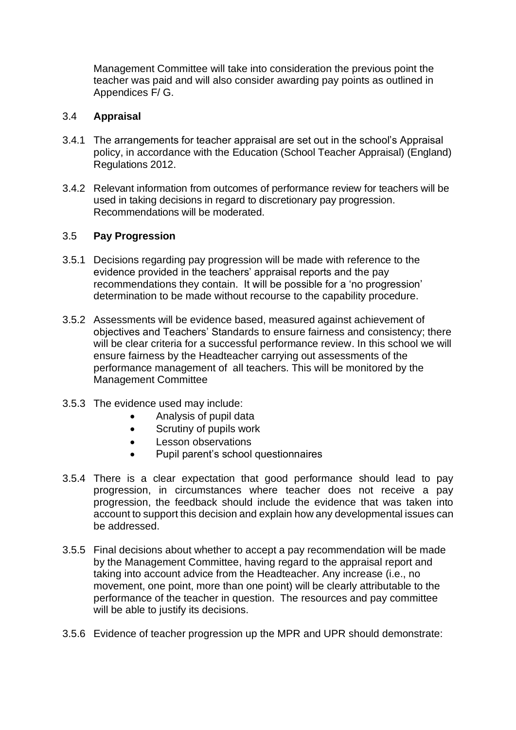Management Committee will take into consideration the previous point the teacher was paid and will also consider awarding pay points as outlined in Appendices F/ G.

### 3.4 **Appraisal**

3.4.1 The arrangements for teacher appraisal are set out in the school's Appraisal policy, in accordance with the Education (School Teacher Appraisal) (England) Regulations 2012.

3.4.2 Relevant information from outcomes of performance review for teachers will be used in taking decisions in regard to discretionary pay progression. Recommendations will be moderated.

### 3.5 **Pay Progression**

3.5.1 Decisions regarding pay progression will be made with reference to the evidence provided in the teachers' appraisal reports and the pay recommendations they contain. It will be possible for a 'no progression' determination to be made without recourse to the capability procedure.

3.5.2 Assessments will be evidence based, measured against achievement of objectives and Teachers' Standards to ensure fairness and consistency; there will be clear criteria for a successful performance review. In this school we will ensure fairness by the Headteacher carrying out assessments of the performance management of all teachers. This will be monitored by the Management Committee

3.5.3 The evidence used may include:

- Analysis of pupil data
- Scrutiny of pupils work
- Lesson observations
- Pupil parent's school questionnaires

3.5.4 There is a clear expectation that good performance should lead to pay progression, in circumstances where teacher does not receive a pay progression, the feedback should include the evidence that was taken into account to support this decision and explain how any developmental issues can be addressed.

3.5.5 Final decisions about whether to accept a pay recommendation will be made by the Management Committee, having regard to the appraisal report and taking into account advice from the Headteacher. Any increase (i.e., no movement, one point, more than one point) will be clearly attributable to the performance of the teacher in question. The resources and pay committee will be able to justify its decisions.

3.5.6 Evidence of teacher progression up the MPR and UPR should demonstrate: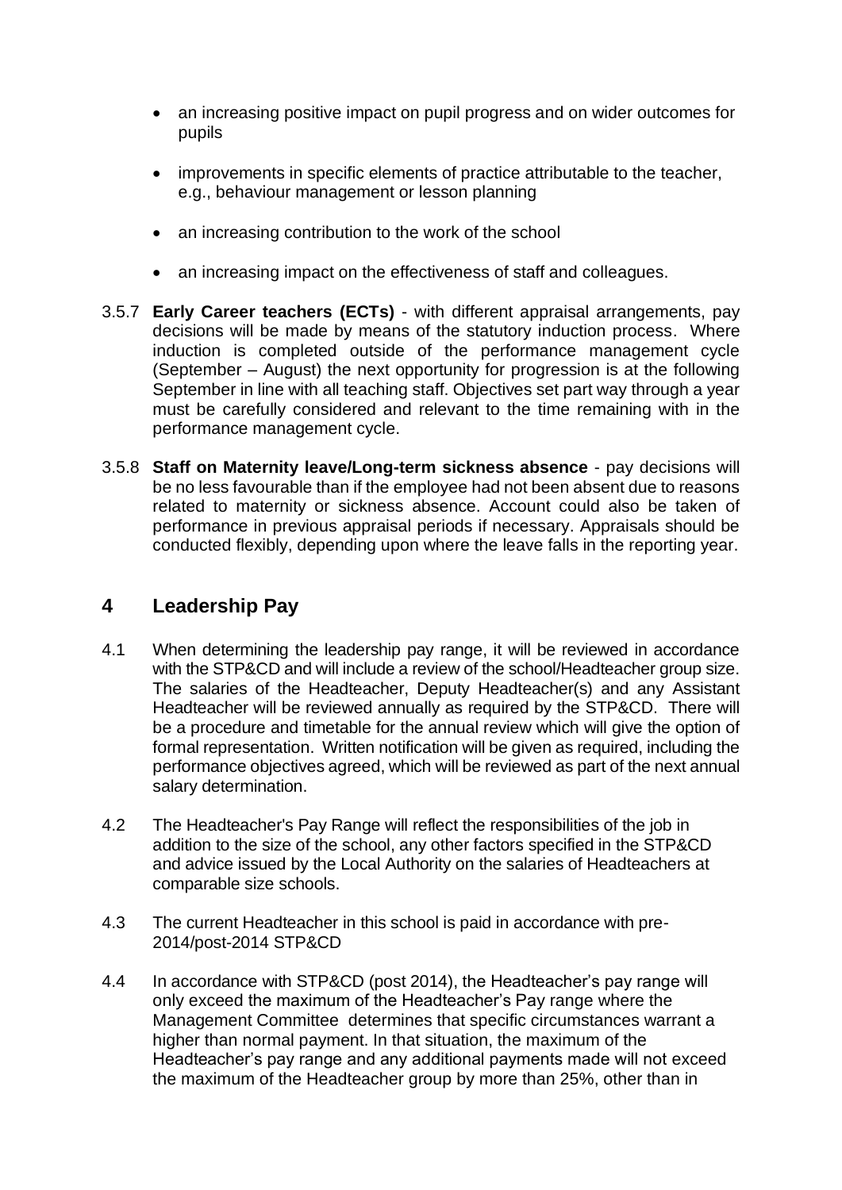- an increasing positive impact on pupil progress and on wider outcomes for pupils
- improvements in specific elements of practice attributable to the teacher, e.g., behaviour management or lesson planning
- an increasing contribution to the work of the school
- an increasing impact on the effectiveness of staff and colleagues.

3.5.7 **Early Career teachers (ECTs)** - with different appraisal arrangements, pay decisions will be made by means of the statutory induction process. Where induction is completed outside of the performance management cycle (September – August) the next opportunity for progression is at the following September in line with all teaching staff. Objectives set part way through a year must be carefully considered and relevant to the time remaining with in the performance management cycle.

3.5.8 **Staff on Maternity leave/Long-term sickness absence** - pay decisions will be no less favourable than if the employee had not been absent due to reasons related to maternity or sickness absence. Account could also be taken of performance in previous appraisal periods if necessary. Appraisals should be conducted flexibly, depending upon where the leave falls in the reporting year.

## 4 Leadership Pay

4.1 When determining the leadership pay range, it will be reviewed in accordance with the STP&CD and will include a review of the school/Headteacher group size. The salaries of the Headteacher, Deputy Headteacher(s) and any Assistant Headteacher will be reviewed annually as required by the STP&CD. There will be a procedure and timetable for the annual review which will give the option of formal representation. Written notification will be given as required, including the performance objectives agreed, which will be reviewed as part of the next annual salary determination.

4.2 The Headteacher's Pay Range will reflect the responsibilities of the job in addition to the size of the school, any other factors specified in the STP&CD and advice issued by the Local Authority on the salaries of Headteachers at comparable size schools.

4.3 The current Headteacher in this school is paid in accordance with pre-2014/post-2014 STP&CD

4.4 In accordance with STP&CD (post 2014), the Headteacher's pay range will only exceed the maximum of the Headteacher's Pay range where the Management Committee determines that specific circumstances warrant a higher than normal payment. In that situation, the maximum of the Headteacher's pay range and any additional payments made will not exceed the maximum of the Headteacher group by more than 25%, other than in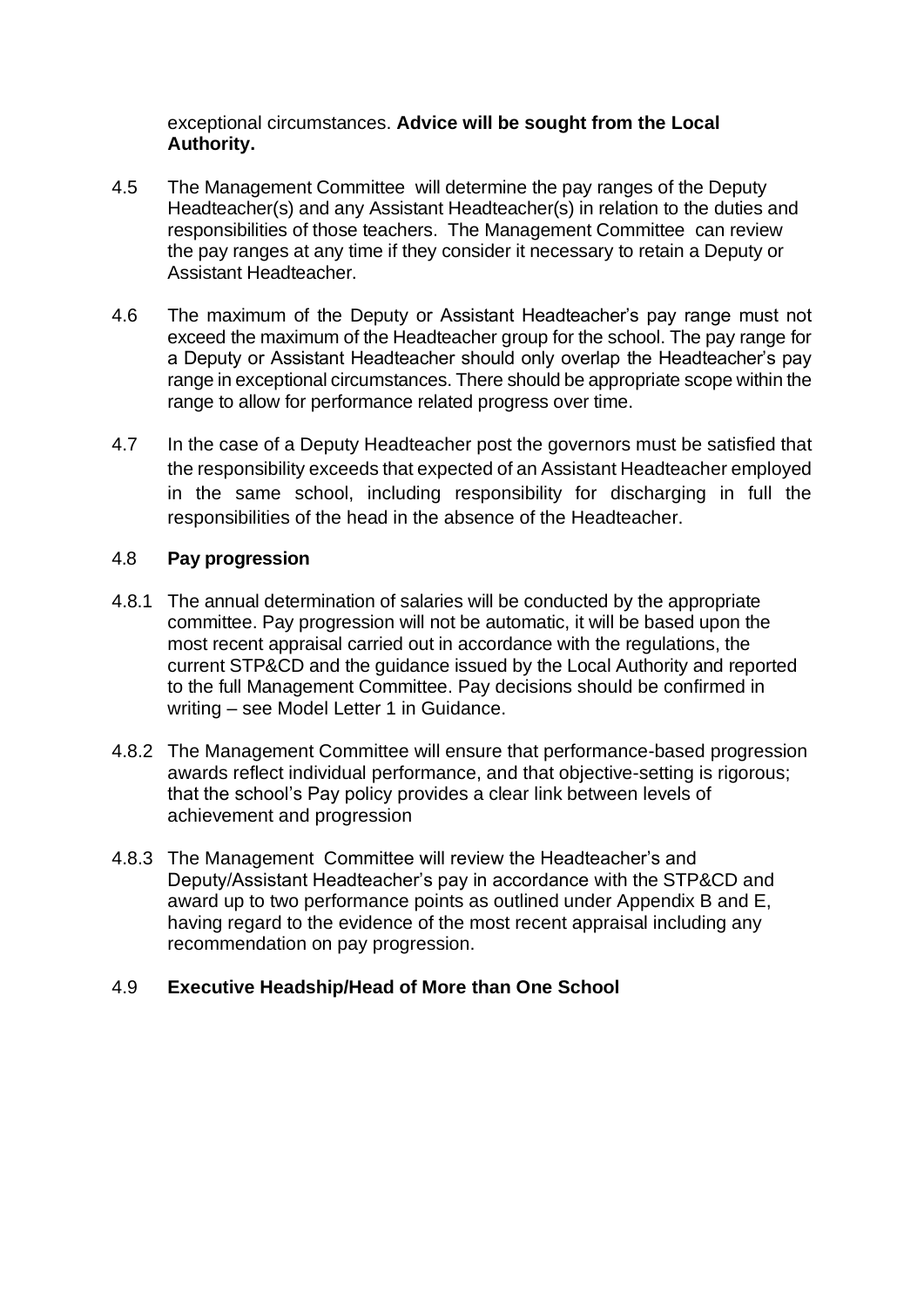exceptional circumstances. **Advice will be sought from the Local Authority.**

4.5 The Management Committee will determine the pay ranges of the Deputy Headteacher(s) and any Assistant Headteacher(s) in relation to the duties and responsibilities of those teachers. The Management Committee can review the pay ranges at any time if they consider it necessary to retain a Deputy or Assistant Headteacher.

4.6 The maximum of the Deputy or Assistant Headteacher's pay range must not exceed the maximum of the Headteacher group for the school. The pay range for a Deputy or Assistant Headteacher should only overlap the Headteacher's pay range in exceptional circumstances. There should be appropriate scope within the range to allow for performance related progress over time.

4.7 In the case of a Deputy Headteacher post the governors must be satisfied that the responsibility exceeds that expected of an Assistant Headteacher employed in the same school, including responsibility for discharging in full the responsibilities of the head in the absence of the Headteacher.

### 4.8 Pay progression

4.8.1 The annual determination of salaries will be conducted by the appropriate committee. Pay progression will not be automatic, it will be based upon the most recent appraisal carried out in accordance with the regulations, the current STP&CD and the guidance issued by the Local Authority and reported to the full Management Committee. Pay decisions should be confirmed in writing – see Model Letter 1 in Guidance.

4.8.2 The Management Committee will ensure that performance-based progression awards reflect individual performance, and that objective-setting is rigorous; that the school's Pay policy provides a clear link between levels of achievement and progression

4.8.3 The Management Committee will review the Headteacher's and Deputy/Assistant Headteacher's pay in accordance with the STP&CD and award up to two performance points as outlined under Appendix B and E, having regard to the evidence of the most recent appraisal including any recommendation on pay progression.

### 4.9 Executive Headship/Head of More than One School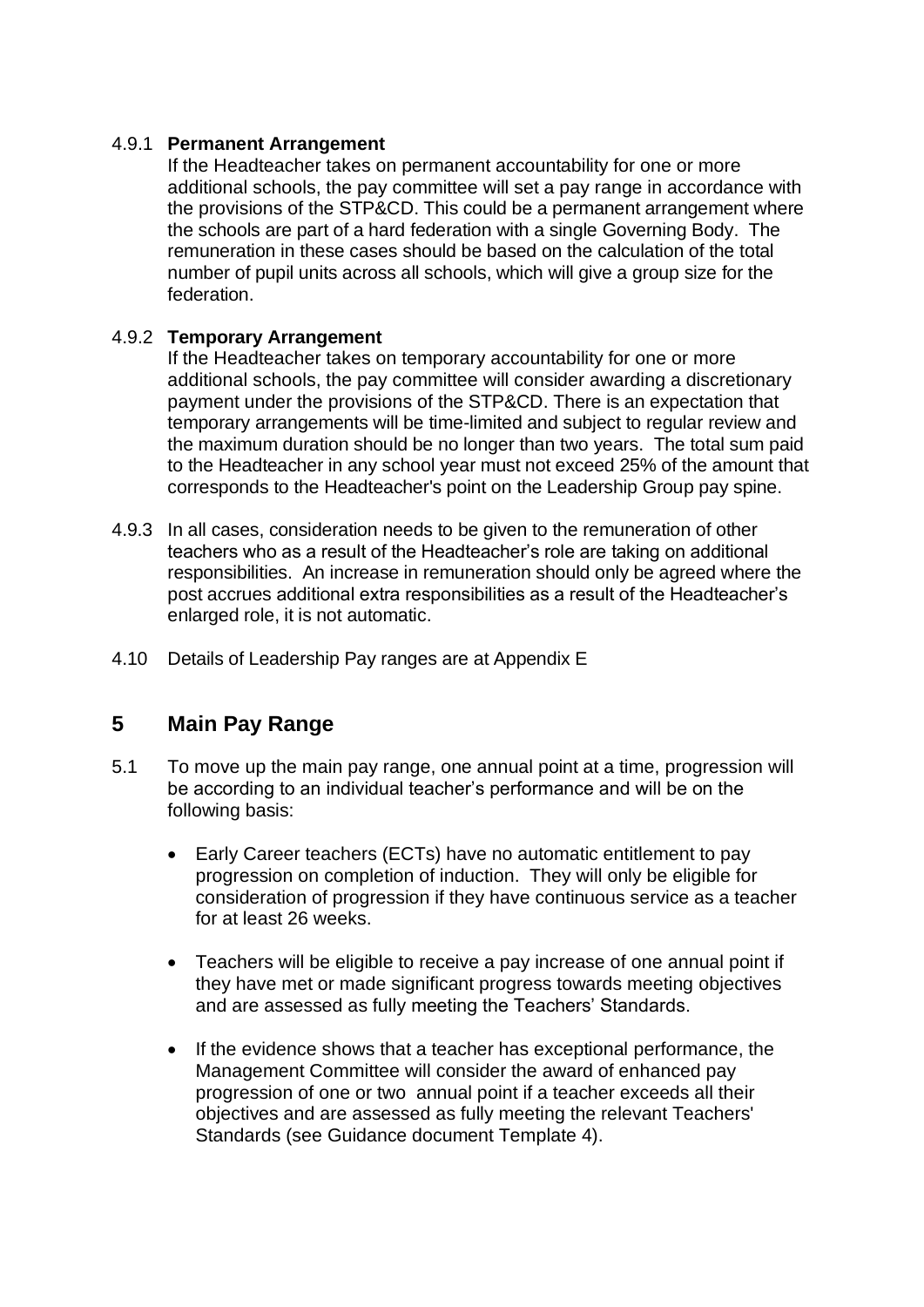#### 4.9.1 **Permanent Arrangement**

If the Headteacher takes on permanent accountability for one or more additional schools, the pay committee will set a pay range in accordance with the provisions of the STP&CD. This could be a permanent arrangement where the schools are part of a hard federation with a single Governing Body. The remuneration in these cases should be based on the calculation of the total number of pupil units across all schools, which will give a group size for the federation.

#### 4.9.2 **Temporary Arrangement**

If the Headteacher takes on temporary accountability for one or more additional schools, the pay committee will consider awarding a discretionary payment under the provisions of the STP&CD. There is an expectation that temporary arrangements will be time-limited and subject to regular review and the maximum duration should be no longer than two years. The total sum paid to the Headteacher in any school year must not exceed 25% of the amount that corresponds to the Headteacher's point on the Leadership Group pay spine.

4.9.3 In all cases, consideration needs to be given to the remuneration of other teachers who as a result of the Headteacher's role are taking on additional responsibilities. An increase in remuneration should only be agreed where the post accrues additional extra responsibilities as a result of the Headteacher's enlarged role, it is not automatic.

4.10 Details of Leadership Pay ranges are at Appendix E

## 5 Main Pay Range

5.1 To move up the main pay range, one annual point at a time, progression will be according to an individual teacher's performance and will be on the following basis:

- Early Career teachers (ECTs) have no automatic entitlement to pay progression on completion of induction. They will only be eligible for consideration of progression if they have continuous service as a teacher for at least 26 weeks.
- Teachers will be eligible to receive a pay increase of one annual point if they have met or made significant progress towards meeting objectives and are assessed as fully meeting the Teachers' Standards.
- If the evidence shows that a teacher has exceptional performance, the Management Committee will consider the award of enhanced pay progression of one or two annual point if a teacher exceeds all their objectives and are assessed as fully meeting the relevant Teachers' Standards (see Guidance document Template 4).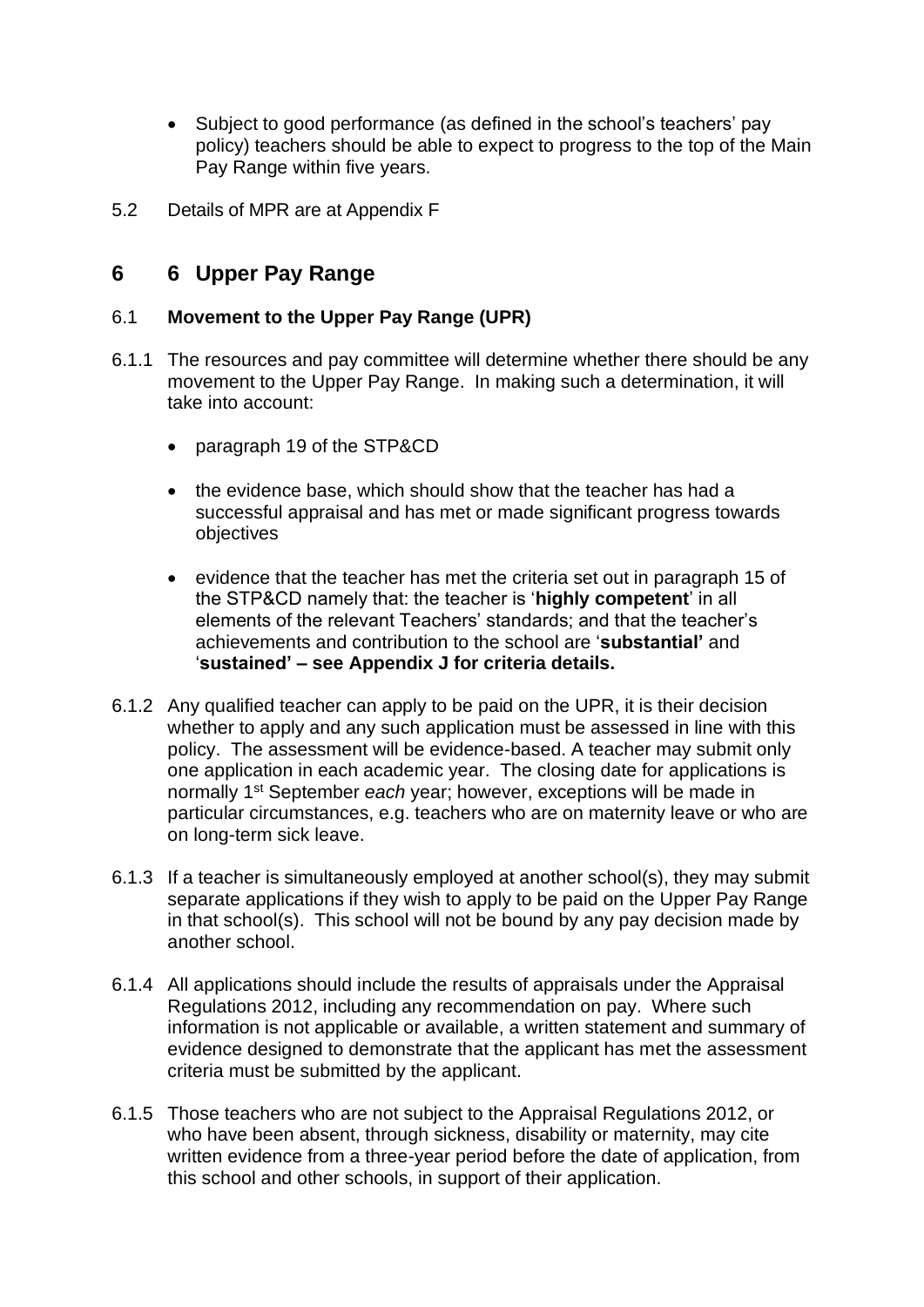- Subject to good performance (as defined in the school's teachers' pay policy) teachers should be able to expect to progress to the top of the Main Pay Range within five years.

5.2 Details of MPR are at Appendix F

# 6 6 Upper Pay Range

## 6.1 **Movement to the Upper Pay Range (UPR)**

6.1.1 The resources and pay committee will determine whether there should be any movement to the Upper Pay Range. In making such a determination, it will take into account:

- paragraph 19 of the STP&CD
- the evidence base, which should show that the teacher has had a successful appraisal and has met or made significant progress towards objectives
- evidence that the teacher has met the criteria set out in paragraph 15 of the STP&CD namely that: the teacher is '**highly competent**' in all elements of the relevant Teachers' standards; and that the teacher's achievements and contribution to the school are '**substantial'** and '**sustained' – see Appendix J for criteria details.**

6.1.2 Any qualified teacher can apply to be paid on the UPR, it is their decision whether to apply and any such application must be assessed in line with this policy. The assessment will be evidence-based. A teacher may submit only one application in each academic year. The closing date for applications is normally 1st September *each* year; however, exceptions will be made in particular circumstances, e.g. teachers who are on maternity leave or who are on long-term sick leave.

6.1.3 If a teacher is simultaneously employed at another school(s), they may submit separate applications if they wish to apply to be paid on the Upper Pay Range in that school(s). This school will not be bound by any pay decision made by another school.

6.1.4 All applications should include the results of appraisals under the Appraisal Regulations 2012, including any recommendation on pay. Where such information is not applicable or available, a written statement and summary of evidence designed to demonstrate that the applicant has met the assessment criteria must be submitted by the applicant.

6.1.5 Those teachers who are not subject to the Appraisal Regulations 2012, or who have been absent, through sickness, disability or maternity, may cite written evidence from a three-year period before the date of application, from this school and other schools, in support of their application.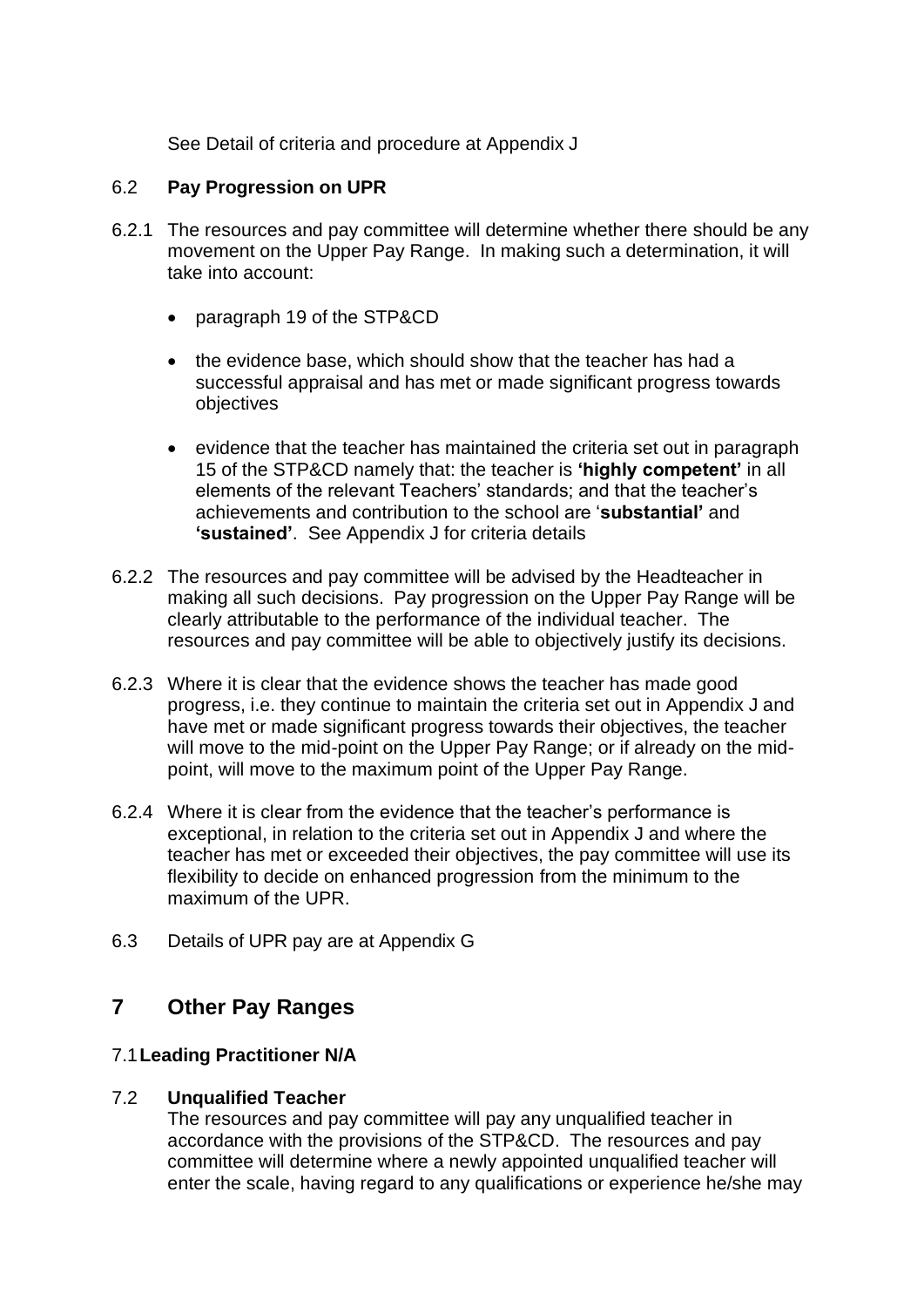See Detail of criteria and procedure at Appendix J

### 6.2 **Pay Progression on UPR**

6.2.1 The resources and pay committee will determine whether there should be any movement on the Upper Pay Range. In making such a determination, it will take into account:

- paragraph 19 of the STP&CD
- the evidence base, which should show that the teacher has had a successful appraisal and has met or made significant progress towards objectives
- evidence that the teacher has maintained the criteria set out in paragraph 15 of the STP&CD namely that: the teacher is **'highly competent'** in all elements of the relevant Teachers' standards; and that the teacher's achievements and contribution to the school are '**substantial'** and **'sustained'**. See Appendix J for criteria details

6.2.2 The resources and pay committee will be advised by the Headteacher in making all such decisions. Pay progression on the Upper Pay Range will be clearly attributable to the performance of the individual teacher. The resources and pay committee will be able to objectively justify its decisions.

6.2.3 Where it is clear that the evidence shows the teacher has made good progress, i.e. they continue to maintain the criteria set out in Appendix J and have met or made significant progress towards their objectives, the teacher will move to the mid-point on the Upper Pay Range; or if already on the mid-point, will move to the maximum point of the Upper Pay Range.

6.2.4 Where it is clear from the evidence that the teacher's performance is exceptional, in relation to the criteria set out in Appendix J and where the teacher has met or exceeded their objectives, the pay committee will use its flexibility to decide on enhanced progression from the minimum to the maximum of the UPR.

6.3 Details of UPR pay are at Appendix G

## 7 Other Pay Ranges

### 7.1 **Leading Practitioner N/A**

### 7.2 **Unqualified Teacher**

The resources and pay committee will pay any unqualified teacher in accordance with the provisions of the STP&CD. The resources and pay committee will determine where a newly appointed unqualified teacher will enter the scale, having regard to any qualifications or experience he/she may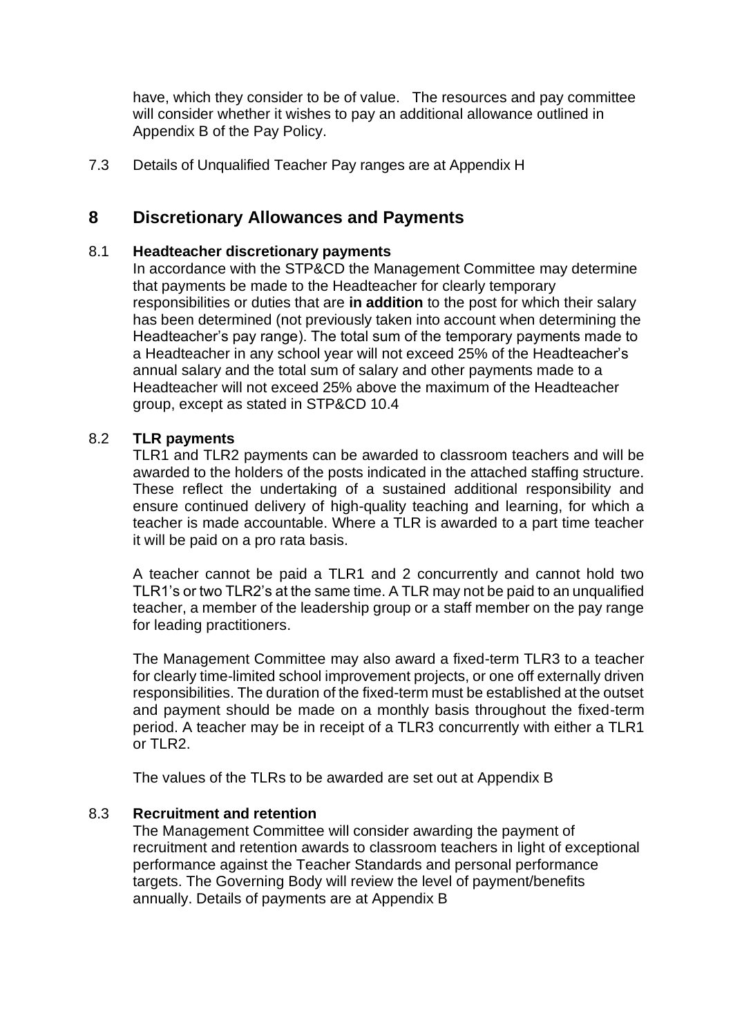have, which they consider to be of value. The resources and pay committee will consider whether it wishes to pay an additional allowance outlined in Appendix B of the Pay Policy.

7.3 Details of Unqualified Teacher Pay ranges are at Appendix H

# 8 Discretionary Allowances and Payments

## 8.1 Headteacher discretionary payments

In accordance with the STP&CD the Management Committee may determine that payments be made to the Headteacher for clearly temporary responsibilities or duties that are **in addition** to the post for which their salary has been determined (not previously taken into account when determining the Headteacher's pay range). The total sum of the temporary payments made to a Headteacher in any school year will not exceed 25% of the Headteacher's annual salary and the total sum of salary and other payments made to a Headteacher will not exceed 25% above the maximum of the Headteacher group, except as stated in STP&CD 10.4

## 8.2 TLR payments

TLR1 and TLR2 payments can be awarded to classroom teachers and will be awarded to the holders of the posts indicated in the attached staffing structure. These reflect the undertaking of a sustained additional responsibility and ensure continued delivery of high-quality teaching and learning, for which a teacher is made accountable. Where a TLR is awarded to a part time teacher it will be paid on a pro rata basis.

A teacher cannot be paid a TLR1 and 2 concurrently and cannot hold two TLR1's or two TLR2's at the same time. A TLR may not be paid to an unqualified teacher, a member of the leadership group or a staff member on the pay range for leading practitioners.

The Management Committee may also award a fixed-term TLR3 to a teacher for clearly time-limited school improvement projects, or one off externally driven responsibilities. The duration of the fixed-term must be established at the outset and payment should be made on a monthly basis throughout the fixed-term period. A teacher may be in receipt of a TLR3 concurrently with either a TLR1 or TLR2.

The values of the TLRs to be awarded are set out at Appendix B

## 8.3 Recruitment and retention

The Management Committee will consider awarding the payment of recruitment and retention awards to classroom teachers in light of exceptional performance against the Teacher Standards and personal performance targets. The Governing Body will review the level of payment/benefits annually. Details of payments are at Appendix B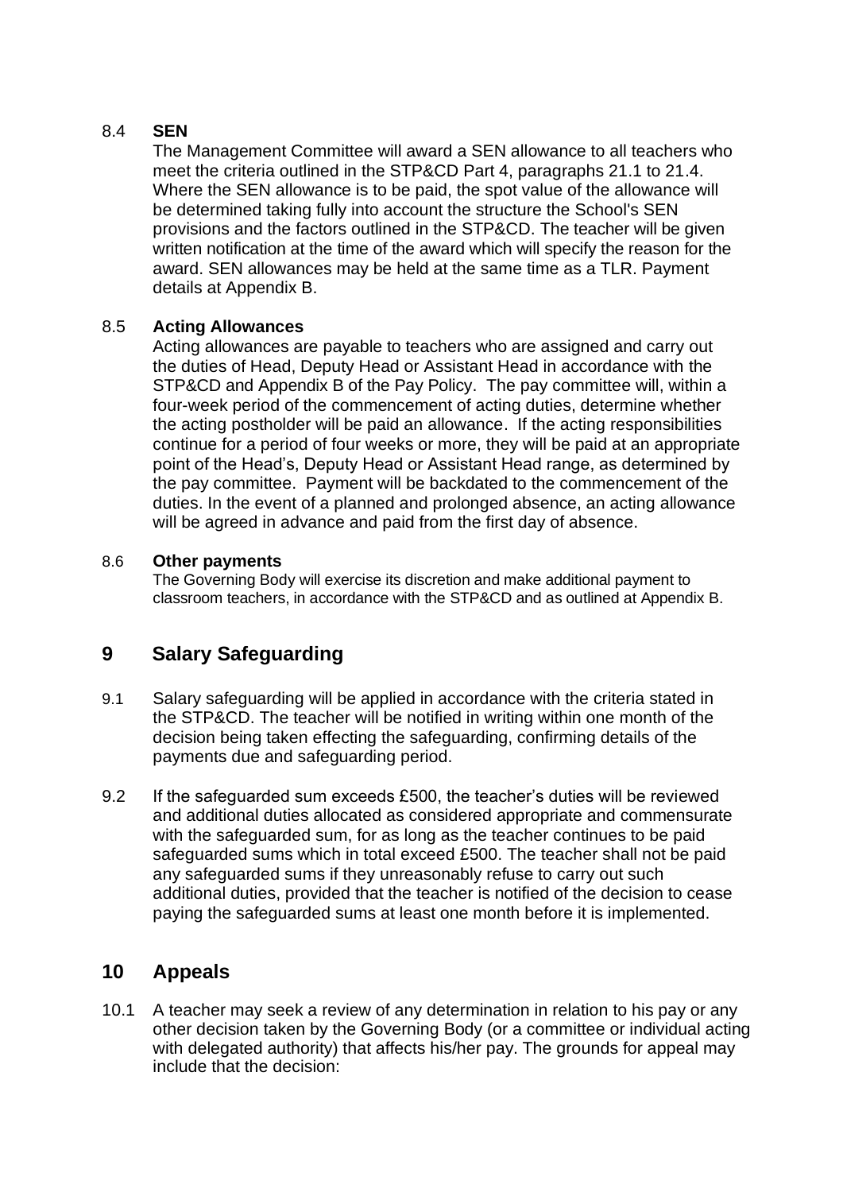### 8.4 **SEN**

The Management Committee will award a SEN allowance to all teachers who meet the criteria outlined in the STP&CD Part 4, paragraphs 21.1 to 21.4. Where the SEN allowance is to be paid, the spot value of the allowance will be determined taking fully into account the structure the School's SEN provisions and the factors outlined in the STP&CD. The teacher will be given written notification at the time of the award which will specify the reason for the award. SEN allowances may be held at the same time as a TLR. Payment details at Appendix B.

### 8.5 **Acting Allowances**

Acting allowances are payable to teachers who are assigned and carry out the duties of Head, Deputy Head or Assistant Head in accordance with the STP&CD and Appendix B of the Pay Policy. The pay committee will, within a four-week period of the commencement of acting duties, determine whether the acting postholder will be paid an allowance. If the acting responsibilities continue for a period of four weeks or more, they will be paid at an appropriate point of the Head's, Deputy Head or Assistant Head range, as determined by the pay committee. Payment will be backdated to the commencement of the duties. In the event of a planned and prolonged absence, an acting allowance will be agreed in advance and paid from the first day of absence.

### 8.6 **Other payments**

The Governing Body will exercise its discretion and make additional payment to classroom teachers, in accordance with the STP&CD and as outlined at Appendix B.

## 9 Salary Safeguarding

9.1 Salary safeguarding will be applied in accordance with the criteria stated in the STP&CD. The teacher will be notified in writing within one month of the decision being taken effecting the safeguarding, confirming details of the payments due and safeguarding period.

9.2 If the safeguarded sum exceeds £500, the teacher's duties will be reviewed and additional duties allocated as considered appropriate and commensurate with the safeguarded sum, for as long as the teacher continues to be paid safeguarded sums which in total exceed £500. The teacher shall not be paid any safeguarded sums if they unreasonably refuse to carry out such additional duties, provided that the teacher is notified of the decision to cease paying the safeguarded sums at least one month before it is implemented.

## 10 Appeals

10.1 A teacher may seek a review of any determination in relation to his pay or any other decision taken by the Governing Body (or a committee or individual acting with delegated authority) that affects his/her pay. The grounds for appeal may include that the decision: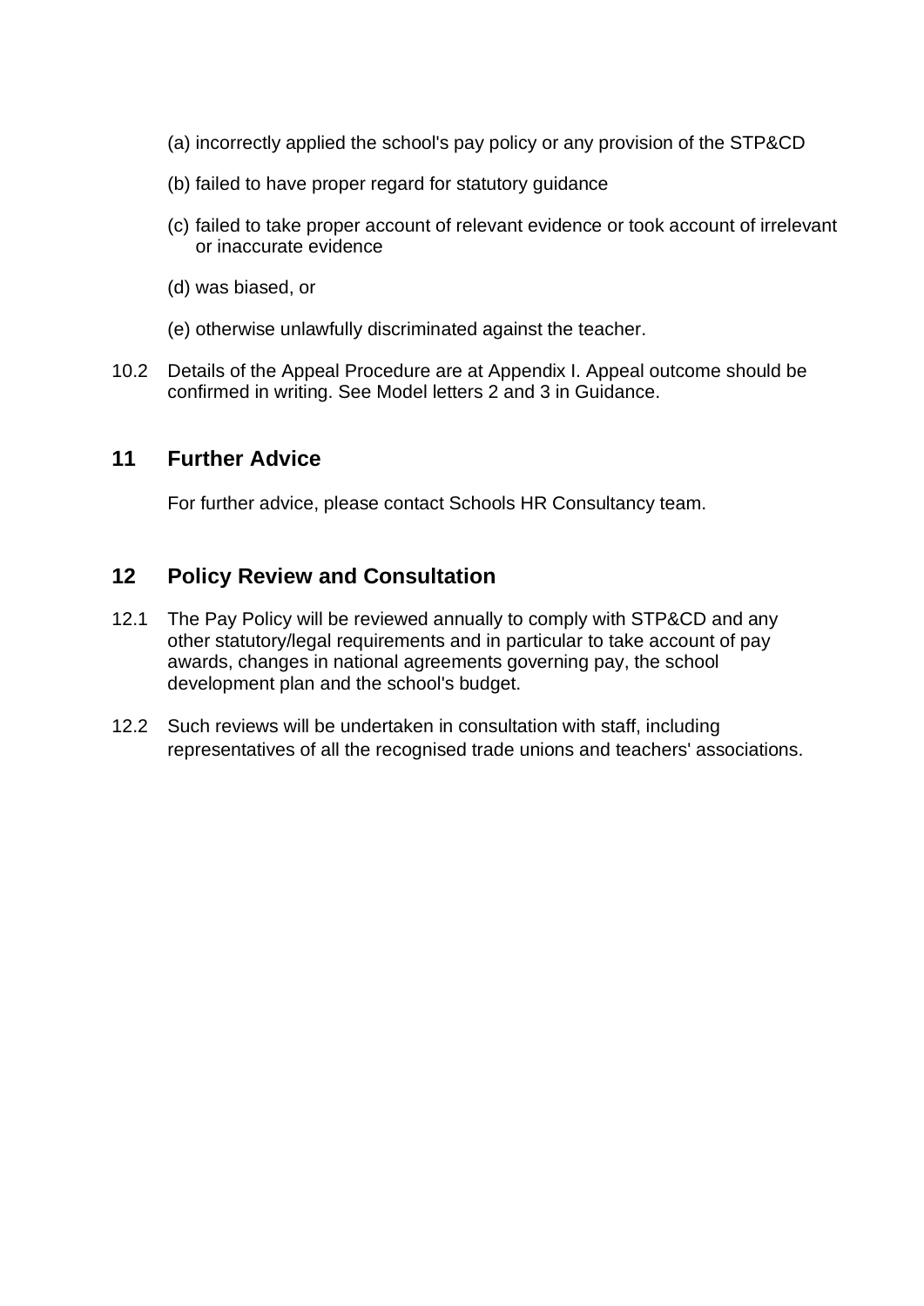(a) incorrectly applied the school's pay policy or any provision of the STP&CD

(b) failed to have proper regard for statutory guidance

(c) failed to take proper account of relevant evidence or took account of irrelevant or inaccurate evidence

(d) was biased, or

(e) otherwise unlawfully discriminated against the teacher.

10.2 Details of the Appeal Procedure are at Appendix I. Appeal outcome should be confirmed in writing. See Model letters 2 and 3 in Guidance.

## 11 Further Advice

For further advice, please contact Schools HR Consultancy team.

## 12 Policy Review and Consultation

12.1 The Pay Policy will be reviewed annually to comply with STP&CD and any other statutory/legal requirements and in particular to take account of pay awards, changes in national agreements governing pay, the school development plan and the school's budget.

12.2 Such reviews will be undertaken in consultation with staff, including representatives of all the recognised trade unions and teachers' associations.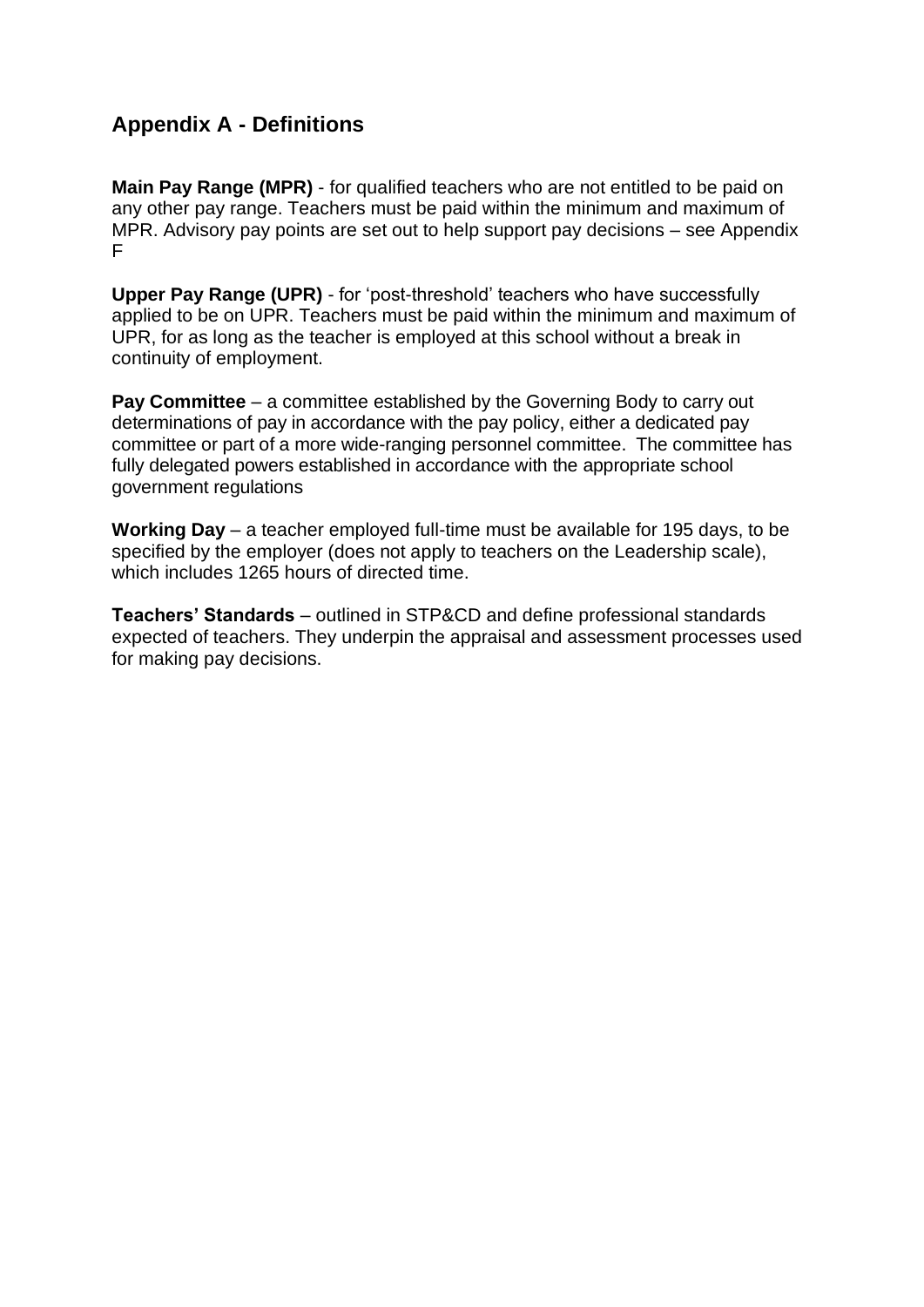## Appendix A - Definitions

**Main Pay Range (MPR)** - for qualified teachers who are not entitled to be paid on any other pay range. Teachers must be paid within the minimum and maximum of MPR. Advisory pay points are set out to help support pay decisions – see Appendix F

**Upper Pay Range (UPR)** - for 'post-threshold' teachers who have successfully applied to be on UPR. Teachers must be paid within the minimum and maximum of UPR, for as long as the teacher is employed at this school without a break in continuity of employment.

**Pay Committee** – a committee established by the Governing Body to carry out determinations of pay in accordance with the pay policy, either a dedicated pay committee or part of a more wide-ranging personnel committee. The committee has fully delegated powers established in accordance with the appropriate school government regulations

**Working Day** – a teacher employed full-time must be available for 195 days, to be specified by the employer (does not apply to teachers on the Leadership scale), which includes 1265 hours of directed time.

**Teachers' Standards** – outlined in STP&CD and define professional standards expected of teachers. They underpin the appraisal and assessment processes used for making pay decisions.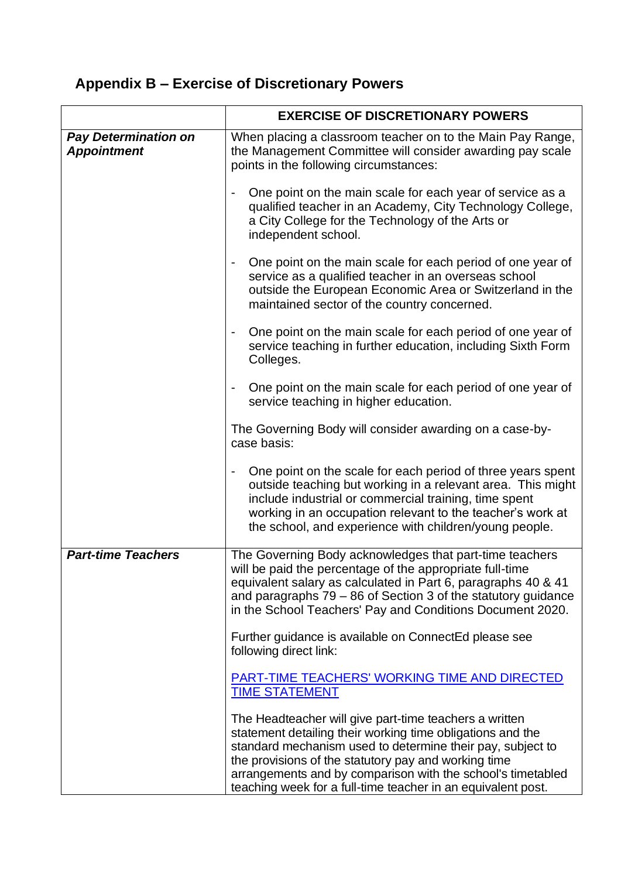## Appendix B – Exercise of Discretionary Powers

| | EXERCISE OF DISCRETIONARY POWERS |
|---|---|
| ***Pay Determination on Appointment*** | When placing a classroom teacher on to the Main Pay Range, the Management Committee will consider awarding pay scale points in the following circumstances:<br><br>- One point on the main scale for each year of service as a qualified teacher in an Academy, City Technology College, a City College for the Technology of the Arts or independent school.<br><br>- One point on the main scale for each period of one year of service as a qualified teacher in an overseas school outside the European Economic Area or Switzerland in the maintained sector of the country concerned.<br><br>- One point on the main scale for each period of one year of service teaching in further education, including Sixth Form Colleges.<br><br>- One point on the main scale for each period of one year of service teaching in higher education.<br><br>The Governing Body will consider awarding on a case-by-case basis:<br><br>- One point on the scale for each period of three years spent outside teaching but working in a relevant area. This might include industrial or commercial training, time spent working in an occupation relevant to the teacher's work at the school, and experience with children/young people. |
| ***Part-time Teachers*** | The Governing Body acknowledges that part-time teachers will be paid the percentage of the appropriate full-time equivalent salary as calculated in Part 6, paragraphs 40 & 41 and paragraphs 79 – 86 of Section 3 of the statutory guidance in the School Teachers' Pay and Conditions Document 2020.<br><br>Further guidance is available on ConnectEd please see following direct link:<br><br>PART-TIME TEACHERS' WORKING TIME AND DIRECTED TIME STATEMENT<br><br>The Headteacher will give part-time teachers a written statement detailing their working time obligations and the standard mechanism used to determine their pay, subject to the provisions of the statutory pay and working time arrangements and by comparison with the school's timetabled teaching week for a full-time teacher in an equivalent post. |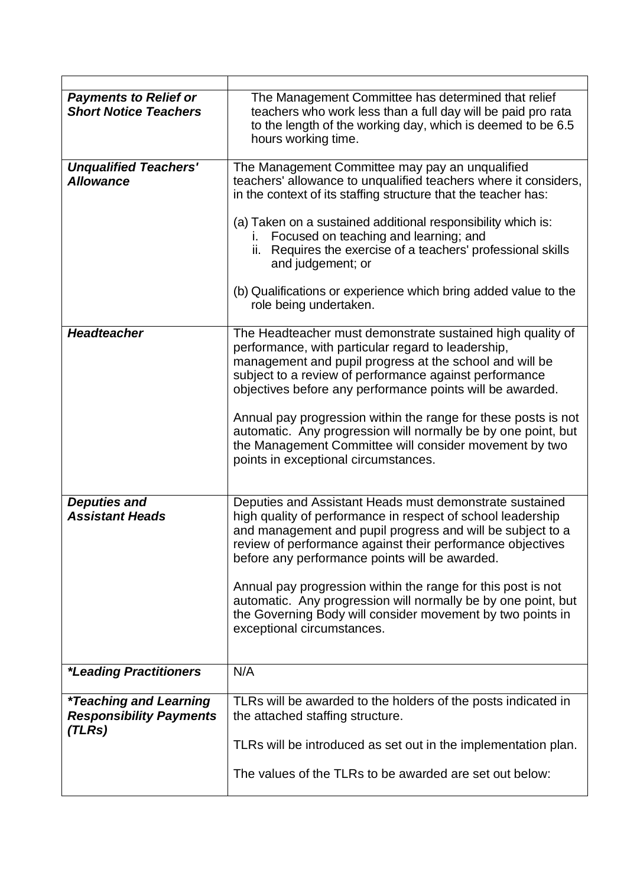| | |
|---|---|
| ***Payments to Relief or Short Notice Teachers*** | The Management Committee has determined that relief teachers who work less than a full day will be paid pro rata to the length of the working day, which is deemed to be 6.5 hours working time. |
| ***Unqualified Teachers' Allowance*** | The Management Committee may pay an unqualified teachers' allowance to unqualified teachers where it considers, in the context of its staffing structure that the teacher has:<br><br>(a) Taken on a sustained additional responsibility which is:<br>i. Focused on teaching and learning; and<br>ii. Requires the exercise of a teachers' professional skills and judgement; or<br><br>(b) Qualifications or experience which bring added value to the role being undertaken. |
| ***Headteacher*** | The Headteacher must demonstrate sustained high quality of performance, with particular regard to leadership, management and pupil progress at the school and will be subject to a review of performance against performance objectives before any performance points will be awarded.<br><br>Annual pay progression within the range for these posts is not automatic. Any progression will normally be by one point, but the Management Committee will consider movement by two points in exceptional circumstances. |
| ***Deputies and Assistant Heads*** | Deputies and Assistant Heads must demonstrate sustained high quality of performance in respect of school leadership and management and pupil progress and will be subject to a review of performance against their performance objectives before any performance points will be awarded.<br><br>Annual pay progression within the range for this post is not automatic. Any progression will normally be by one point, but the Governing Body will consider movement by two points in exceptional circumstances. |
| ***\*Leading Practitioners*** | N/A |
| ***\*Teaching and Learning Responsibility Payments (TLRs)*** | TLRs will be awarded to the holders of the posts indicated in the attached staffing structure.<br><br>TLRs will be introduced as set out in the implementation plan.<br><br>The values of the TLRs to be awarded are set out below: |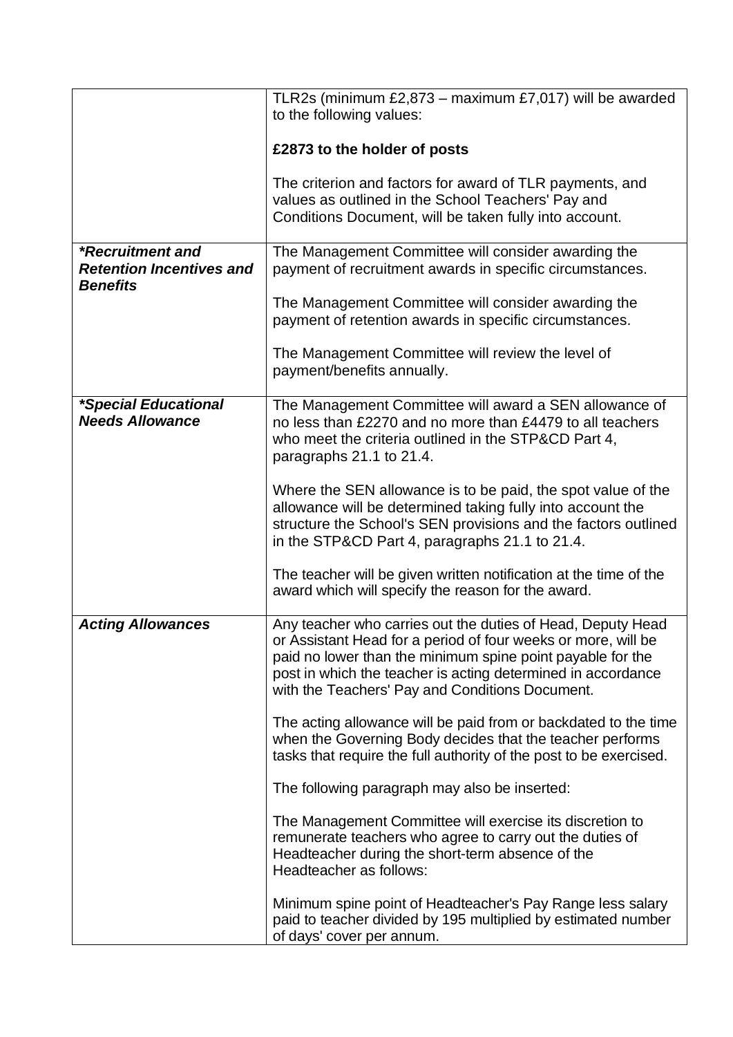| | |
|---|---|
| | TLR2s (minimum £2,873 – maximum £7,017) will be awarded to the following values:<br><br>**£2873 to the holder of posts**<br><br>The criterion and factors for award of TLR payments, and values as outlined in the School Teachers' Pay and Conditions Document, will be taken fully into account. |
| ***Recruitment and Retention Incentives and Benefits*** | The Management Committee will consider awarding the payment of recruitment awards in specific circumstances.<br><br>The Management Committee will consider awarding the payment of retention awards in specific circumstances.<br><br>The Management Committee will review the level of payment/benefits annually. |
| ***Special Educational Needs Allowance*** | The Management Committee will award a SEN allowance of no less than £2270 and no more than £4479 to all teachers who meet the criteria outlined in the STP&CD Part 4, paragraphs 21.1 to 21.4.<br><br>Where the SEN allowance is to be paid, the spot value of the allowance will be determined taking fully into account the structure the School's SEN provisions and the factors outlined in the STP&CD Part 4, paragraphs 21.1 to 21.4.<br><br>The teacher will be given written notification at the time of the award which will specify the reason for the award. |
| ***Acting Allowances*** | Any teacher who carries out the duties of Head, Deputy Head or Assistant Head for a period of four weeks or more, will be paid no lower than the minimum spine point payable for the post in which the teacher is acting determined in accordance with the Teachers' Pay and Conditions Document.<br><br>The acting allowance will be paid from or backdated to the time when the Governing Body decides that the teacher performs tasks that require the full authority of the post to be exercised.<br><br>The following paragraph may also be inserted:<br><br>The Management Committee will exercise its discretion to remunerate teachers who agree to carry out the duties of Headteacher during the short-term absence of the Headteacher as follows:<br><br>Minimum spine point of Headteacher's Pay Range less salary paid to teacher divided by 195 multiplied by estimated number of days' cover per annum. |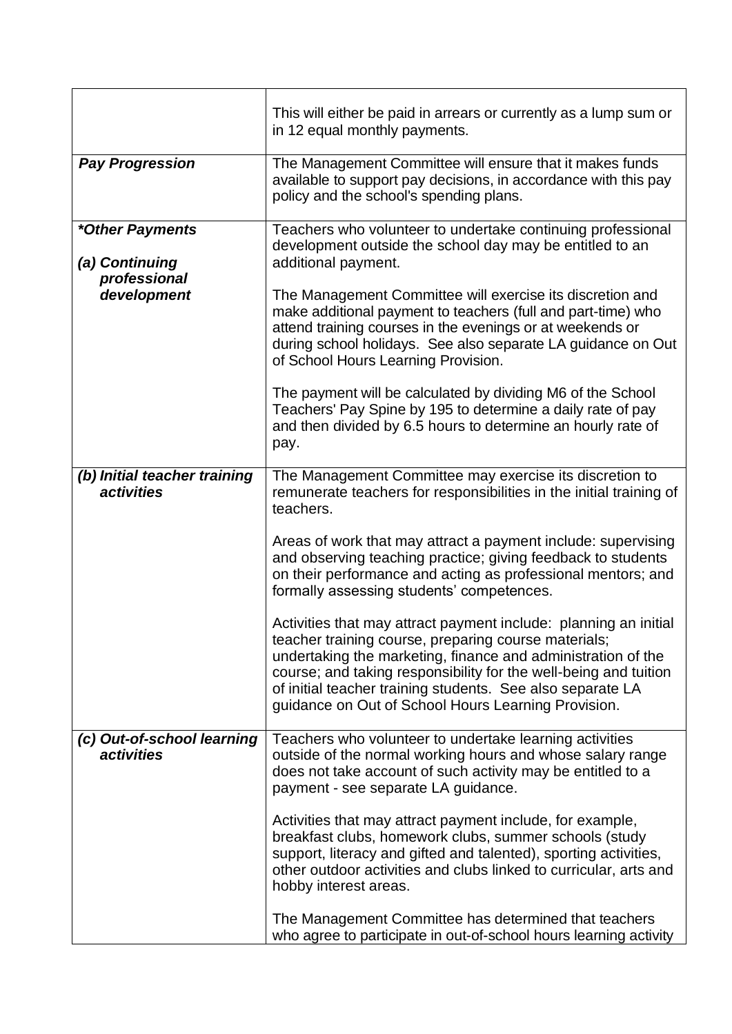| | |
|---|---|
| | This will either be paid in arrears or currently as a lump sum or in 12 equal monthly payments. |
| ***Pay Progression*** | The Management Committee will ensure that it makes funds available to support pay decisions, in accordance with this pay policy and the school's spending plans. |
| ***\*Other Payments***<br><br>***(a) Continuing professional development*** | Teachers who volunteer to undertake continuing professional development outside the school day may be entitled to an additional payment.<br><br>The Management Committee will exercise its discretion and make additional payment to teachers (full and part-time) who attend training courses in the evenings or at weekends or during school holidays. See also separate LA guidance on Out of School Hours Learning Provision.<br><br>The payment will be calculated by dividing M6 of the School Teachers' Pay Spine by 195 to determine a daily rate of pay and then divided by 6.5 hours to determine an hourly rate of pay. |
| ***(b) Initial teacher training activities*** | The Management Committee may exercise its discretion to remunerate teachers for responsibilities in the initial training of teachers.<br><br>Areas of work that may attract a payment include: supervising and observing teaching practice; giving feedback to students on their performance and acting as professional mentors; and formally assessing students' competences.<br><br>Activities that may attract payment include: planning an initial teacher training course, preparing course materials; undertaking the marketing, finance and administration of the course; and taking responsibility for the well-being and tuition of initial teacher training students. See also separate LA guidance on Out of School Hours Learning Provision. |
| ***(c) Out-of-school learning activities*** | Teachers who volunteer to undertake learning activities outside of the normal working hours and whose salary range does not take account of such activity may be entitled to a payment - see separate LA guidance.<br><br>Activities that may attract payment include, for example, breakfast clubs, homework clubs, summer schools (study support, literacy and gifted and talented), sporting activities, other outdoor activities and clubs linked to curricular, arts and hobby interest areas.<br><br>The Management Committee has determined that teachers who agree to participate in out-of-school hours learning activity |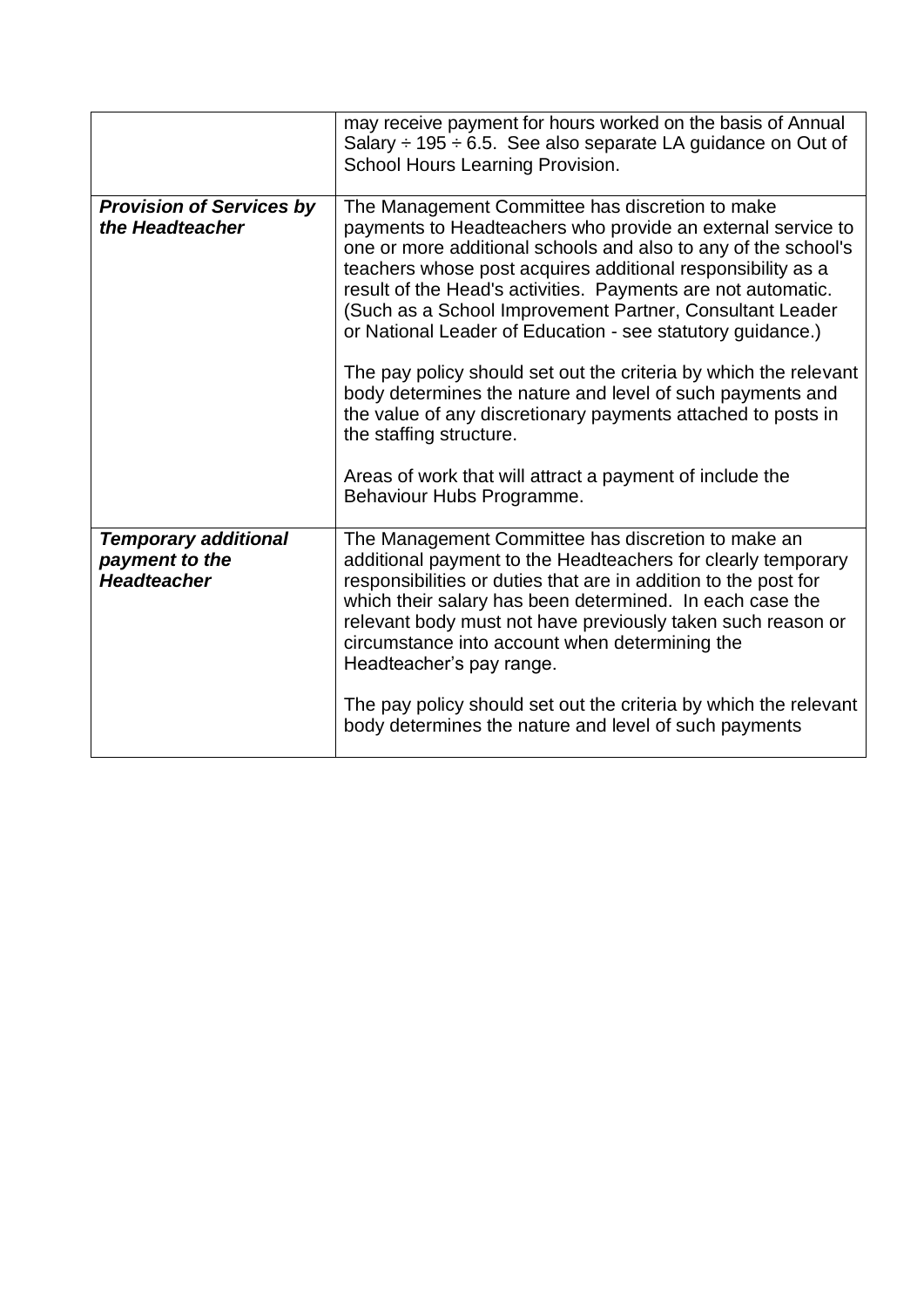| | |
|---|---|
| | may receive payment for hours worked on the basis of Annual Salary ÷ 195 ÷ 6.5. See also separate LA guidance on Out of School Hours Learning Provision. |
| ***Provision of Services by the Headteacher*** | The Management Committee has discretion to make payments to Headteachers who provide an external service to one or more additional schools and also to any of the school's teachers whose post acquires additional responsibility as a result of the Head's activities. Payments are not automatic. (Such as a School Improvement Partner, Consultant Leader or National Leader of Education - see statutory guidance.)<br><br>The pay policy should set out the criteria by which the relevant body determines the nature and level of such payments and the value of any discretionary payments attached to posts in the staffing structure.<br><br>Areas of work that will attract a payment of include the Behaviour Hubs Programme. |
| ***Temporary additional payment to the Headteacher*** | The Management Committee has discretion to make an additional payment to the Headteachers for clearly temporary responsibilities or duties that are in addition to the post for which their salary has been determined. In each case the relevant body must not have previously taken such reason or circumstance into account when determining the Headteacher's pay range.<br><br>The pay policy should set out the criteria by which the relevant body determines the nature and level of such payments |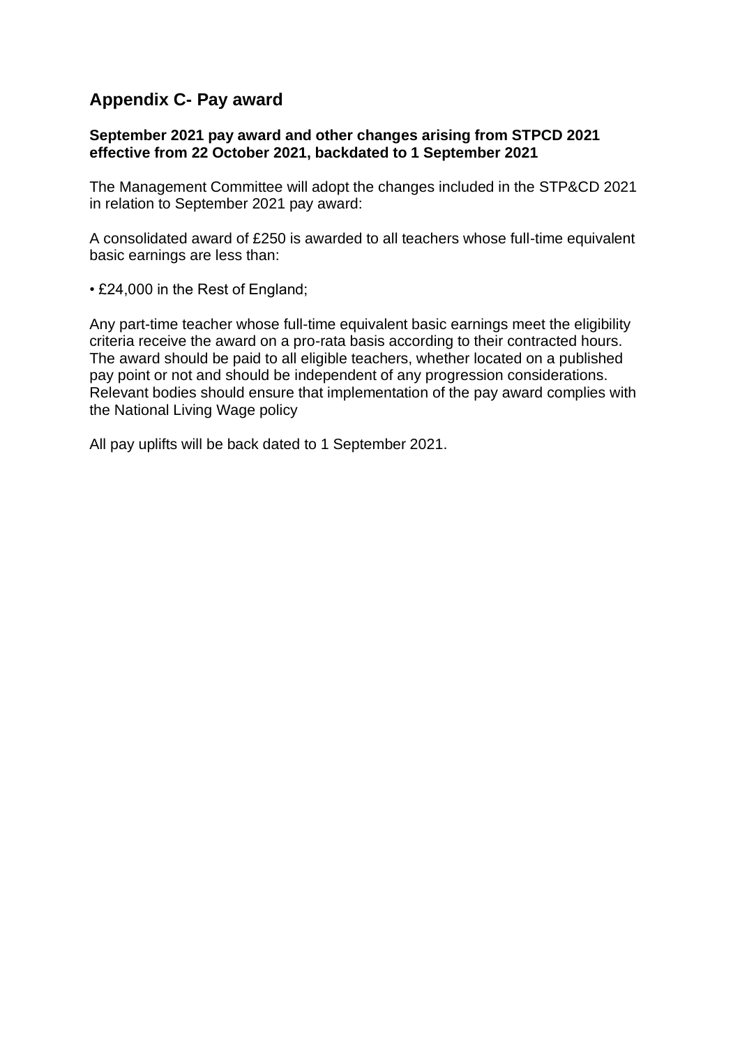## Appendix C- Pay award

**September 2021 pay award and other changes arising from STPCD 2021 effective from 22 October 2021, backdated to 1 September 2021**

The Management Committee will adopt the changes included in the STP&CD 2021 in relation to September 2021 pay award:

A consolidated award of £250 is awarded to all teachers whose full-time equivalent basic earnings are less than:

- £24,000 in the Rest of England;

Any part-time teacher whose full-time equivalent basic earnings meet the eligibility criteria receive the award on a pro-rata basis according to their contracted hours. The award should be paid to all eligible teachers, whether located on a published pay point or not and should be independent of any progression considerations. Relevant bodies should ensure that implementation of the pay award complies with the National Living Wage policy

All pay uplifts will be back dated to 1 September 2021.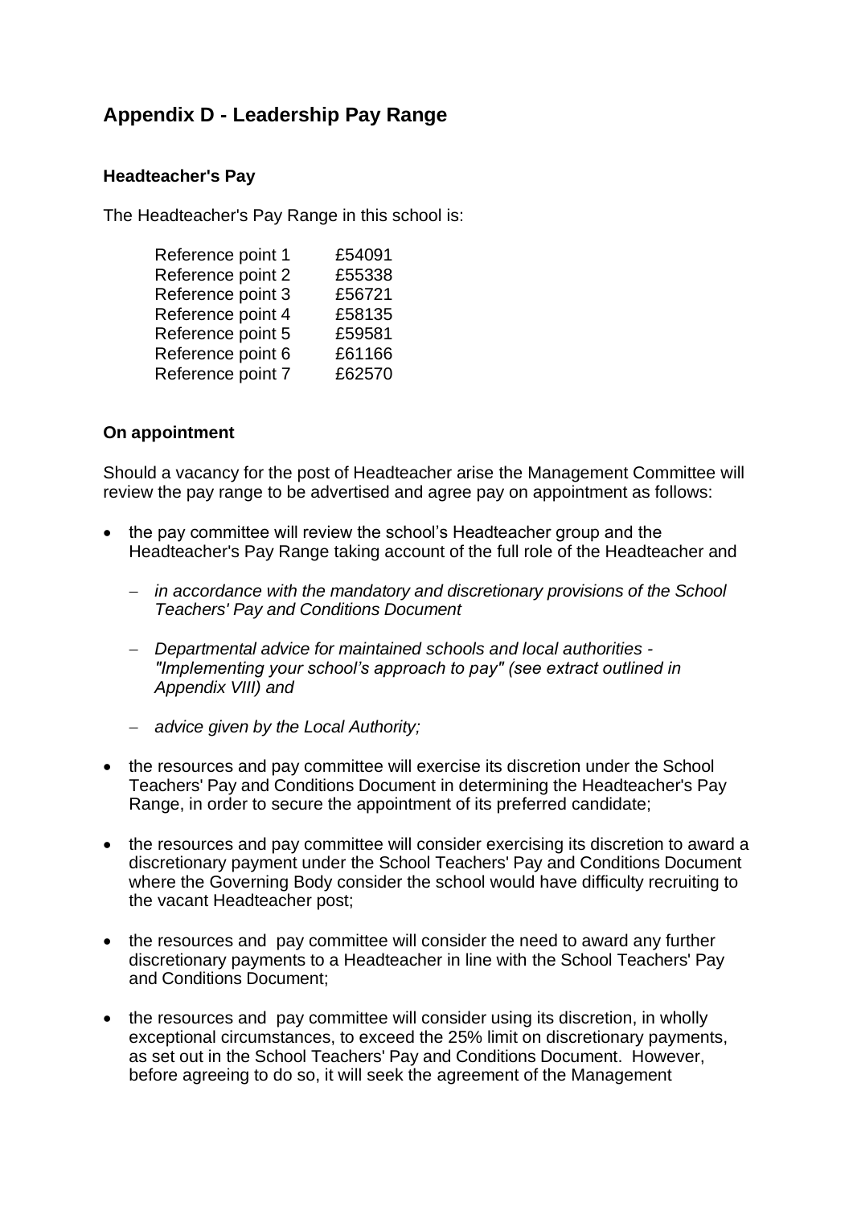## Appendix D - Leadership Pay Range

### Headteacher's Pay

The Headteacher's Pay Range in this school is:

| | |
|---|---|
| Reference point 1 | £54091 |
| Reference point 2 | £55338 |
| Reference point 3 | £56721 |
| Reference point 4 | £58135 |
| Reference point 5 | £59581 |
| Reference point 6 | £61166 |
| Reference point 7 | £62570 |

### On appointment

Should a vacancy for the post of Headteacher arise the Management Committee will review the pay range to be advertised and agree pay on appointment as follows:

- the pay committee will review the school's Headteacher group and the Headteacher's Pay Range taking account of the full role of the Headteacher and
  - *in accordance with the mandatory and discretionary provisions of the School Teachers' Pay and Conditions Document*
  - *Departmental advice for maintained schools and local authorities - "Implementing your school's approach to pay" (see extract outlined in Appendix VIII) and*
  - *advice given by the Local Authority;*
- the resources and pay committee will exercise its discretion under the School Teachers' Pay and Conditions Document in determining the Headteacher's Pay Range, in order to secure the appointment of its preferred candidate;
- the resources and pay committee will consider exercising its discretion to award a discretionary payment under the School Teachers' Pay and Conditions Document where the Governing Body consider the school would have difficulty recruiting to the vacant Headteacher post;
- the resources and pay committee will consider the need to award any further discretionary payments to a Headteacher in line with the School Teachers' Pay and Conditions Document;
- the resources and pay committee will consider using its discretion, in wholly exceptional circumstances, to exceed the 25% limit on discretionary payments, as set out in the School Teachers' Pay and Conditions Document. However, before agreeing to do so, it will seek the agreement of the Management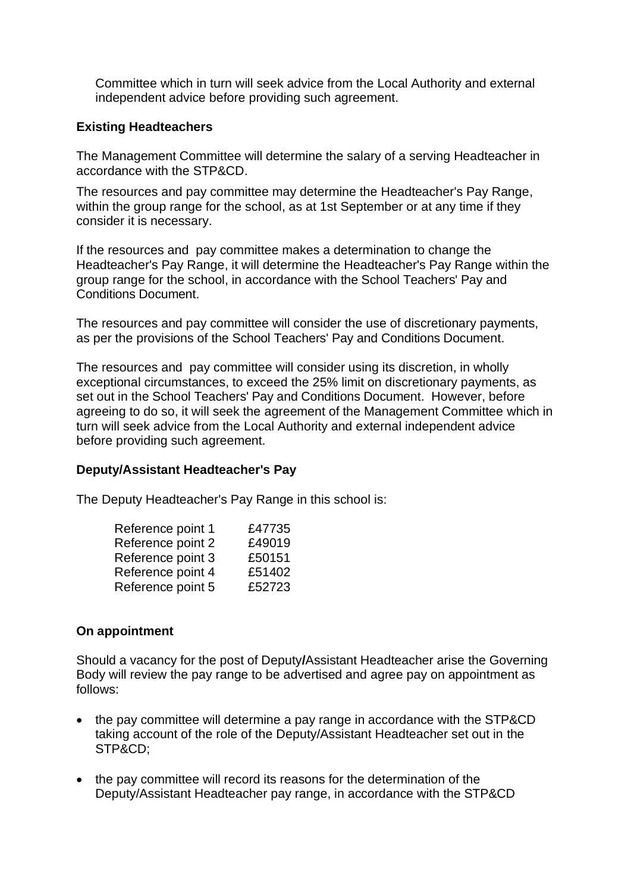Committee which in turn will seek advice from the Local Authority and external independent advice before providing such agreement.

**Existing Headteachers**

The Management Committee will determine the salary of a serving Headteacher in accordance with the STP&CD.

The resources and pay committee may determine the Headteacher's Pay Range, within the group range for the school, as at 1st September or at any time if they consider it is necessary.

If the resources and pay committee makes a determination to change the Headteacher's Pay Range, it will determine the Headteacher's Pay Range within the group range for the school, in accordance with the School Teachers' Pay and Conditions Document.

The resources and pay committee will consider the use of discretionary payments, as per the provisions of the School Teachers' Pay and Conditions Document.

The resources and pay committee will consider using its discretion, in wholly exceptional circumstances, to exceed the 25% limit on discretionary payments, as set out in the School Teachers' Pay and Conditions Document. However, before agreeing to do so, it will seek the agreement of the Management Committee which in turn will seek advice from the Local Authority and external independent advice before providing such agreement.

**Deputy/Assistant Headteacher's Pay**

The Deputy Headteacher's Pay Range in this school is:

| | |
|---|---|
| Reference point 1 | £47735 |
| Reference point 2 | £49019 |
| Reference point 3 | £50151 |
| Reference point 4 | £51402 |
| Reference point 5 | £52723 |

**On appointment**

Should a vacancy for the post of Deputy/Assistant Headteacher arise the Governing Body will review the pay range to be advertised and agree pay on appointment as follows:

- the pay committee will determine a pay range in accordance with the STP&CD taking account of the role of the Deputy/Assistant Headteacher set out in the STP&CD;
- the pay committee will record its reasons for the determination of the Deputy/Assistant Headteacher pay range, in accordance with the STP&CD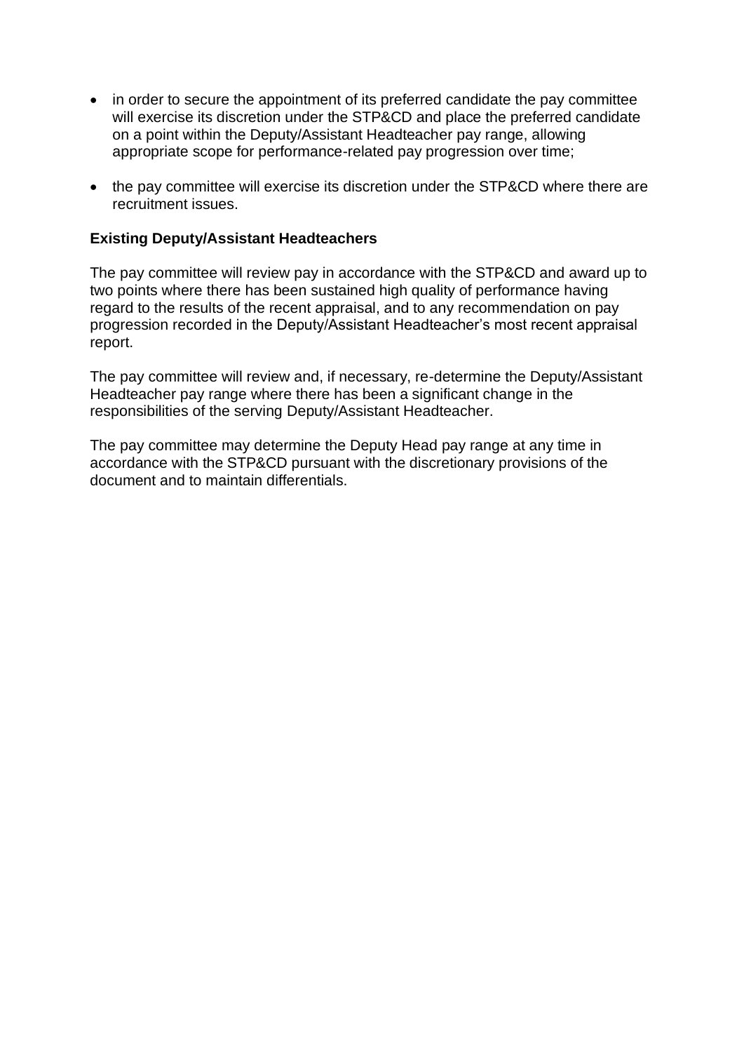- in order to secure the appointment of its preferred candidate the pay committee will exercise its discretion under the STP&CD and place the preferred candidate on a point within the Deputy/Assistant Headteacher pay range, allowing appropriate scope for performance-related pay progression over time;

- the pay committee will exercise its discretion under the STP&CD where there are recruitment issues.

**Existing Deputy/Assistant Headteachers**

The pay committee will review pay in accordance with the STP&CD and award up to two points where there has been sustained high quality of performance having regard to the results of the recent appraisal, and to any recommendation on pay progression recorded in the Deputy/Assistant Headteacher's most recent appraisal report.

The pay committee will review and, if necessary, re-determine the Deputy/Assistant Headteacher pay range where there has been a significant change in the responsibilities of the serving Deputy/Assistant Headteacher.

The pay committee may determine the Deputy Head pay range at any time in accordance with the STP&CD pursuant with the discretionary provisions of the document and to maintain differentials.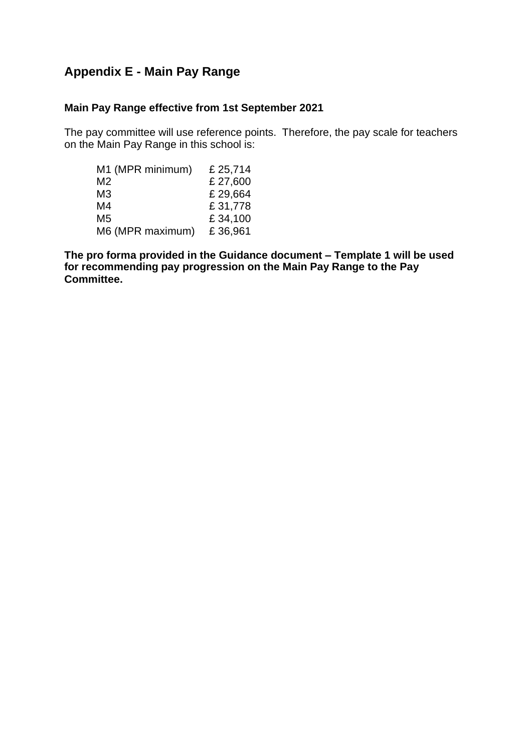## Appendix E - Main Pay Range

**Main Pay Range effective from 1st September 2021**

The pay committee will use reference points. Therefore, the pay scale for teachers on the Main Pay Range in this school is:

| | |
|---|---|
| M1 (MPR minimum) | £ 25,714 |
| M2 | £ 27,600 |
| M3 | £ 29,664 |
| M4 | £ 31,778 |
| M5 | £ 34,100 |
| M6 (MPR maximum) | £ 36,961 |

**The pro forma provided in the Guidance document – Template 1 will be used for recommending pay progression on the Main Pay Range to the Pay Committee.**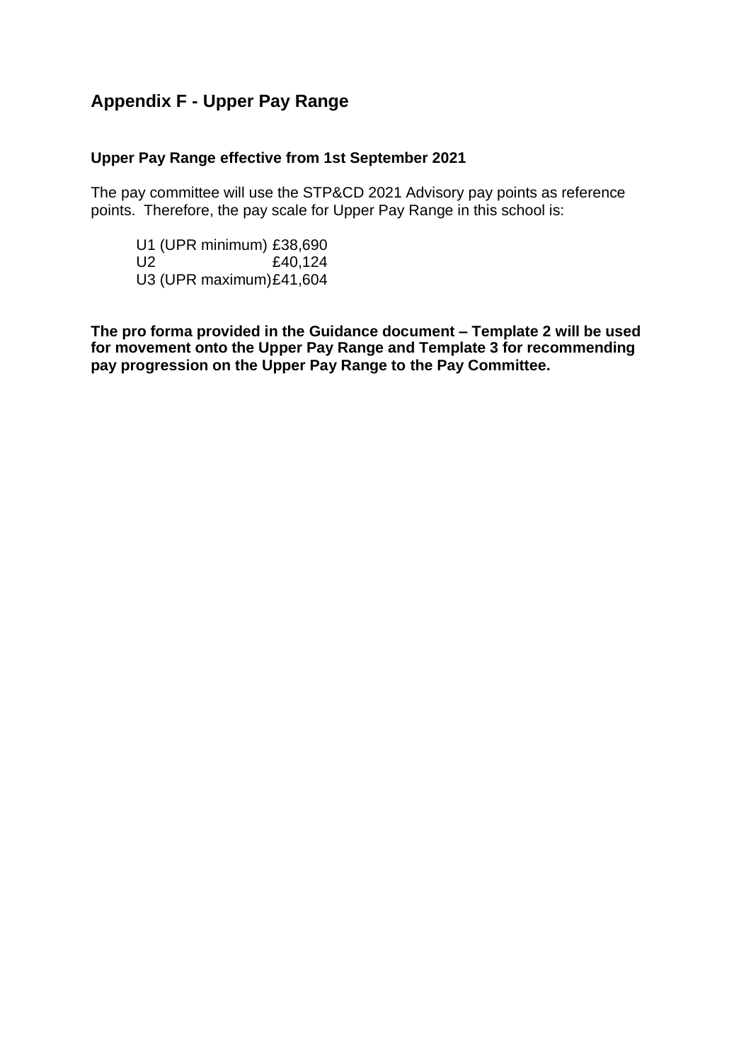## Appendix F - Upper Pay Range

**Upper Pay Range effective from 1st September 2021**

The pay committee will use the STP&CD 2021 Advisory pay points as reference points. Therefore, the pay scale for Upper Pay Range in this school is:

U1 (UPR minimum) £38,690
U2 £40,124
U3 (UPR maximum) £41,604

**The pro forma provided in the Guidance document – Template 2 will be used for movement onto the Upper Pay Range and Template 3 for recommending pay progression on the Upper Pay Range to the Pay Committee.**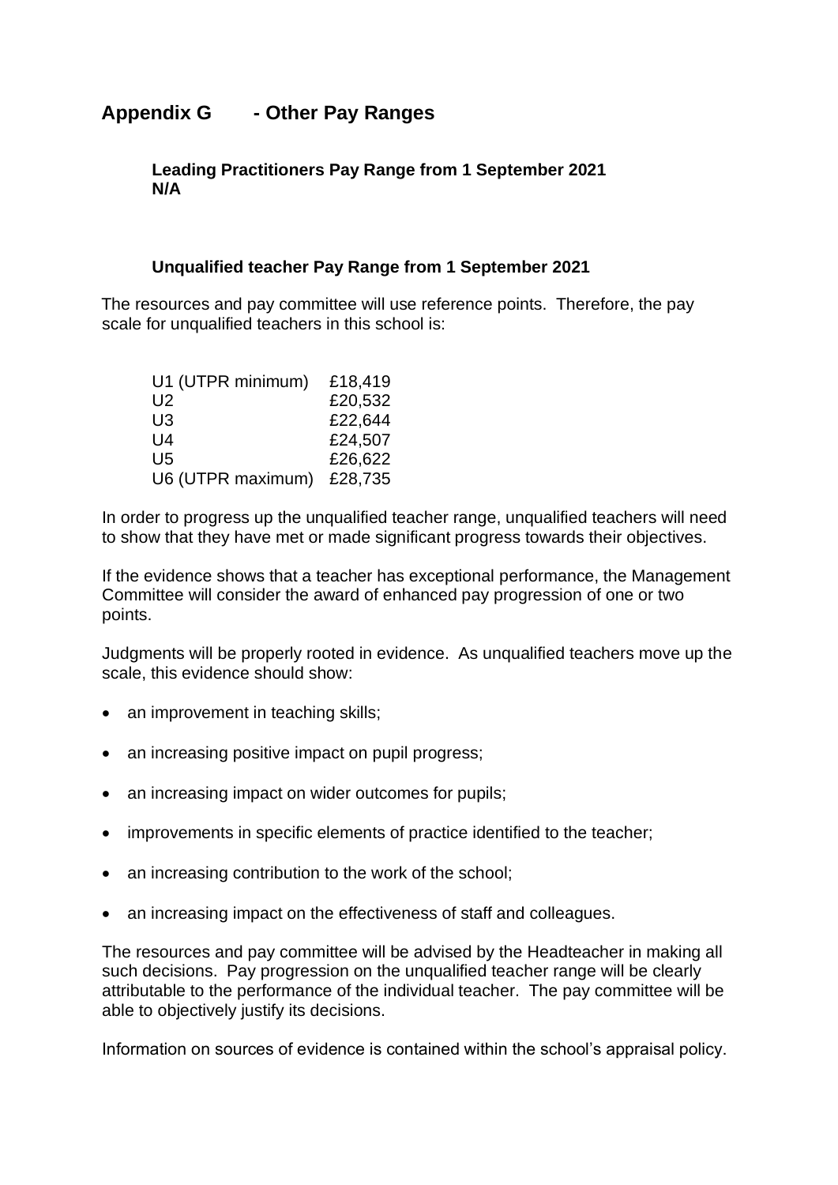## Appendix G - Other Pay Ranges

**Leading Practitioners Pay Range from 1 September 2021**
**N/A**

**Unqualified teacher Pay Range from 1 September 2021**

The resources and pay committee will use reference points. Therefore, the pay scale for unqualified teachers in this school is:

| | |
|---|---|
| U1 (UTPR minimum) | £18,419 |
| U2 | £20,532 |
| U3 | £22,644 |
| U4 | £24,507 |
| U5 | £26,622 |
| U6 (UTPR maximum) | £28,735 |

In order to progress up the unqualified teacher range, unqualified teachers will need to show that they have met or made significant progress towards their objectives.

If the evidence shows that a teacher has exceptional performance, the Management Committee will consider the award of enhanced pay progression of one or two points.

Judgments will be properly rooted in evidence. As unqualified teachers move up the scale, this evidence should show:

- an improvement in teaching skills;
- an increasing positive impact on pupil progress;
- an increasing impact on wider outcomes for pupils;
- improvements in specific elements of practice identified to the teacher;
- an increasing contribution to the work of the school;
- an increasing impact on the effectiveness of staff and colleagues.

The resources and pay committee will be advised by the Headteacher in making all such decisions. Pay progression on the unqualified teacher range will be clearly attributable to the performance of the individual teacher. The pay committee will be able to objectively justify its decisions.

Information on sources of evidence is contained within the school's appraisal policy.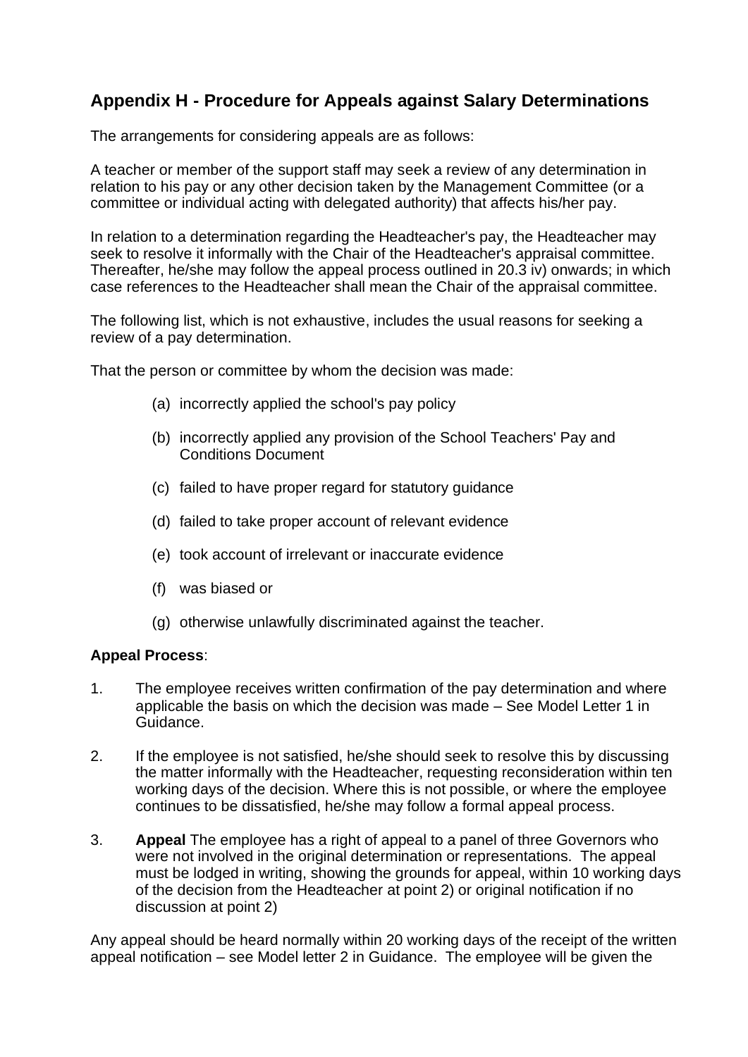## Appendix H - Procedure for Appeals against Salary Determinations

The arrangements for considering appeals are as follows:

A teacher or member of the support staff may seek a review of any determination in relation to his pay or any other decision taken by the Management Committee (or a committee or individual acting with delegated authority) that affects his/her pay.

In relation to a determination regarding the Headteacher's pay, the Headteacher may seek to resolve it informally with the Chair of the Headteacher's appraisal committee. Thereafter, he/she may follow the appeal process outlined in 20.3 iv) onwards; in which case references to the Headteacher shall mean the Chair of the appraisal committee.

The following list, which is not exhaustive, includes the usual reasons for seeking a review of a pay determination.

That the person or committee by whom the decision was made:

(a) incorrectly applied the school's pay policy

(b) incorrectly applied any provision of the School Teachers' Pay and Conditions Document

(c) failed to have proper regard for statutory guidance

(d) failed to take proper account of relevant evidence

(e) took account of irrelevant or inaccurate evidence

(f) was biased or

(g) otherwise unlawfully discriminated against the teacher.

**Appeal Process**:

1. The employee receives written confirmation of the pay determination and where applicable the basis on which the decision was made – See Model Letter 1 in Guidance.

2. If the employee is not satisfied, he/she should seek to resolve this by discussing the matter informally with the Headteacher, requesting reconsideration within ten working days of the decision. Where this is not possible, or where the employee continues to be dissatisfied, he/she may follow a formal appeal process.

3. **Appeal** The employee has a right of appeal to a panel of three Governors who were not involved in the original determination or representations. The appeal must be lodged in writing, showing the grounds for appeal, within 10 working days of the decision from the Headteacher at point 2) or original notification if no discussion at point 2)

Any appeal should be heard normally within 20 working days of the receipt of the written appeal notification – see Model letter 2 in Guidance. The employee will be given the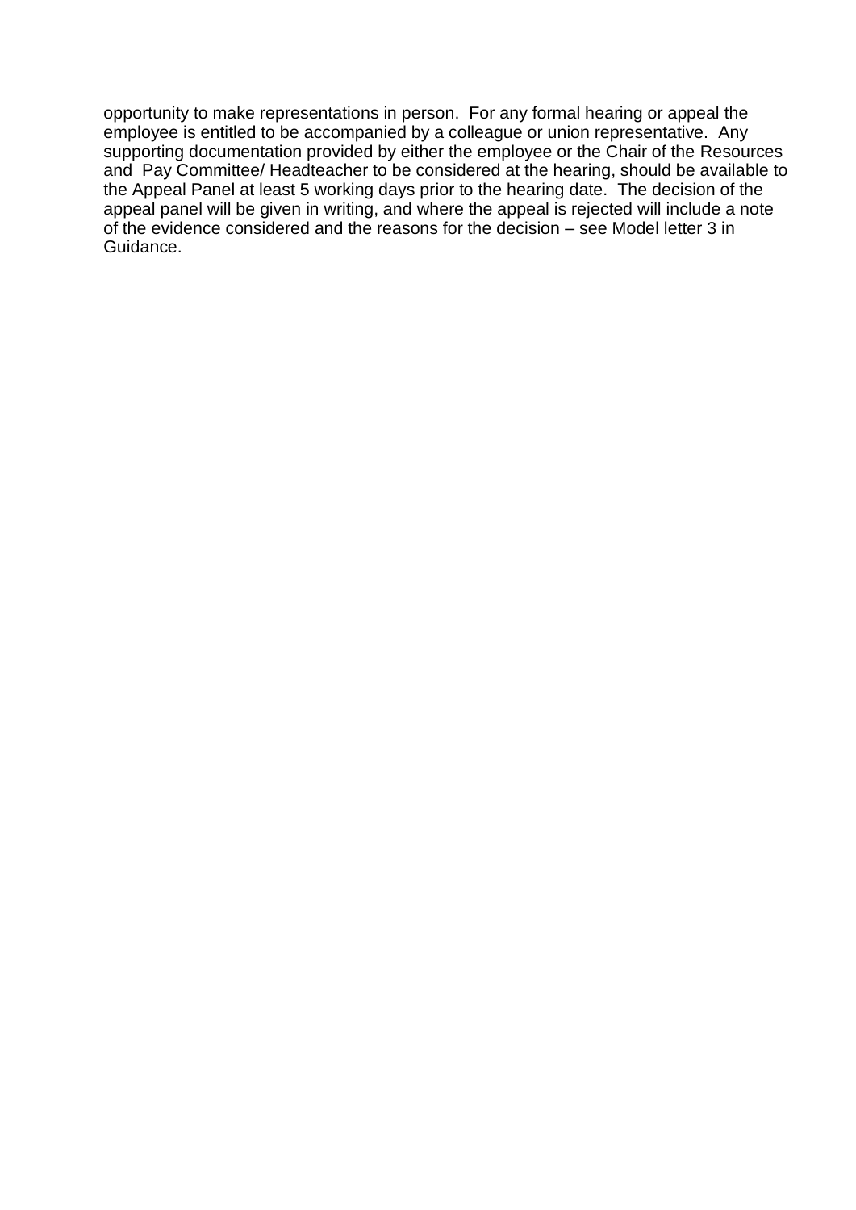opportunity to make representations in person. For any formal hearing or appeal the employee is entitled to be accompanied by a colleague or union representative. Any supporting documentation provided by either the employee or the Chair of the Resources and Pay Committee/ Headteacher to be considered at the hearing, should be available to the Appeal Panel at least 5 working days prior to the hearing date. The decision of the appeal panel will be given in writing, and where the appeal is rejected will include a note of the evidence considered and the reasons for the decision – see Model letter 3 in Guidance.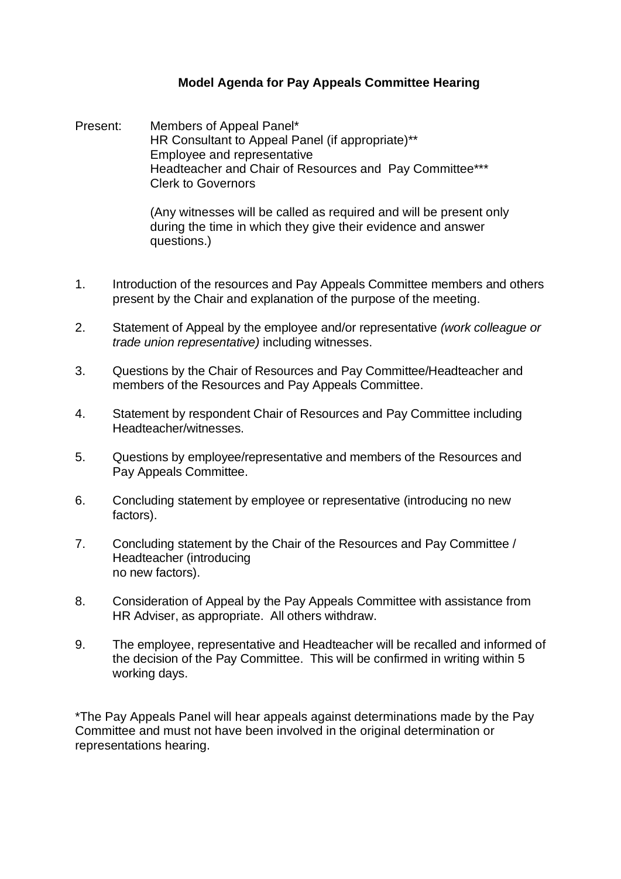**Model Agenda for Pay Appeals Committee Hearing**

Present: Members of Appeal Panel*
HR Consultant to Appeal Panel (if appropriate)**
Employee and representative
Headteacher and Chair of Resources and Pay Committee***
Clerk to Governors

(Any witnesses will be called as required and will be present only during the time in which they give their evidence and answer questions.)

1. Introduction of the resources and Pay Appeals Committee members and others present by the Chair and explanation of the purpose of the meeting.

2. Statement of Appeal by the employee and/or representative *(work colleague or trade union representative)* including witnesses.

3. Questions by the Chair of Resources and Pay Committee/Headteacher and members of the Resources and Pay Appeals Committee.

4. Statement by respondent Chair of Resources and Pay Committee including Headteacher/witnesses.

5. Questions by employee/representative and members of the Resources and Pay Appeals Committee.

6. Concluding statement by employee or representative (introducing no new factors).

7. Concluding statement by the Chair of the Resources and Pay Committee / Headteacher (introducing no new factors).

8. Consideration of Appeal by the Pay Appeals Committee with assistance from HR Adviser, as appropriate. All others withdraw.

9. The employee, representative and Headteacher will be recalled and informed of the decision of the Pay Committee. This will be confirmed in writing within 5 working days.

*The Pay Appeals Panel will hear appeals against determinations made by the Pay Committee and must not have been involved in the original determination or representations hearing.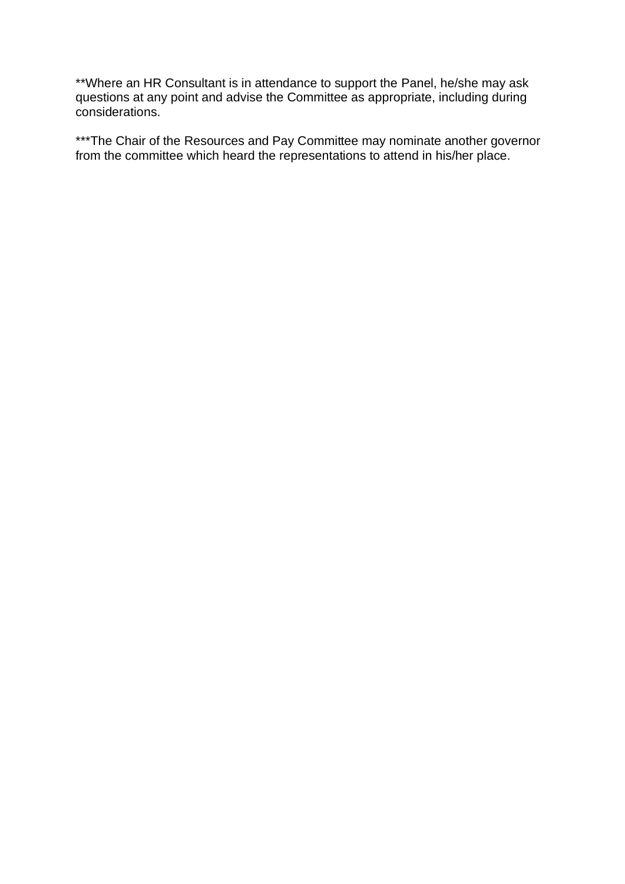**Where an HR Consultant is in attendance to support the Panel, he/she may ask questions at any point and advise the Committee as appropriate, including during considerations.

***The Chair of the Resources and Pay Committee may nominate another governor from the committee which heard the representations to attend in his/her place.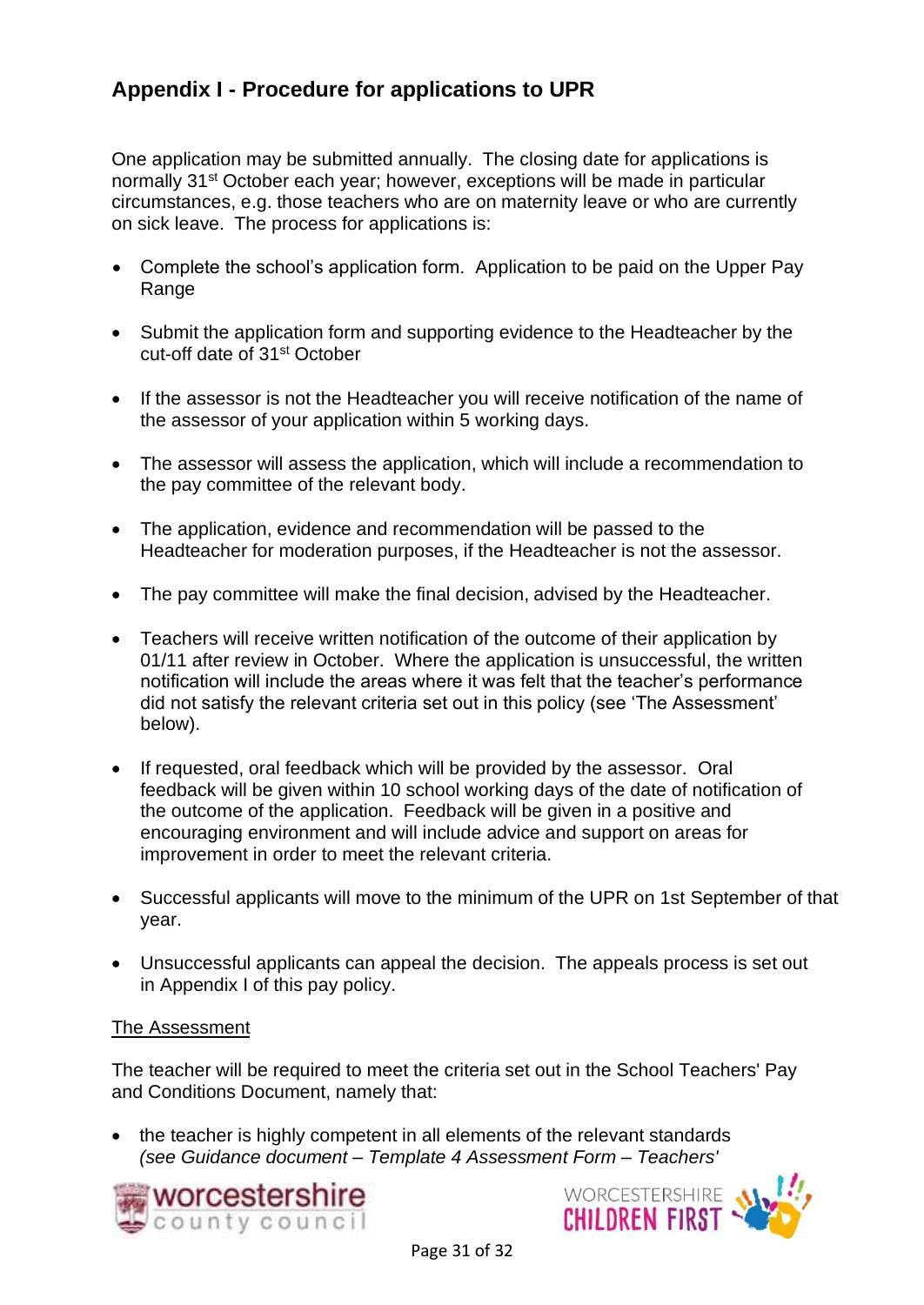## Appendix I - Procedure for applications to UPR

One application may be submitted annually. The closing date for applications is normally 31st October each year; however, exceptions will be made in particular circumstances, e.g. those teachers who are on maternity leave or who are currently on sick leave. The process for applications is:

- Complete the school's application form. Application to be paid on the Upper Pay Range
- Submit the application form and supporting evidence to the Headteacher by the cut-off date of 31st October
- If the assessor is not the Headteacher you will receive notification of the name of the assessor of your application within 5 working days.
- The assessor will assess the application, which will include a recommendation to the pay committee of the relevant body.
- The application, evidence and recommendation will be passed to the Headteacher for moderation purposes, if the Headteacher is not the assessor.
- The pay committee will make the final decision, advised by the Headteacher.
- Teachers will receive written notification of the outcome of their application by 01/11 after review in October. Where the application is unsuccessful, the written notification will include the areas where it was felt that the teacher's performance did not satisfy the relevant criteria set out in this policy (see 'The Assessment' below).
- If requested, oral feedback which will be provided by the assessor. Oral feedback will be given within 10 school working days of the date of notification of the outcome of the application. Feedback will be given in a positive and encouraging environment and will include advice and support on areas for improvement in order to meet the relevant criteria.
- Successful applicants will move to the minimum of the UPR on 1st September of that year.
- Unsuccessful applicants can appeal the decision. The appeals process is set out in Appendix I of this pay policy.

<u>The Assessment</u>

The teacher will be required to meet the criteria set out in the School Teachers' Pay and Conditions Document, namely that:

- the teacher is highly competent in all elements of the relevant standards *(see Guidance document – Template 4 Assessment Form – Teachers'*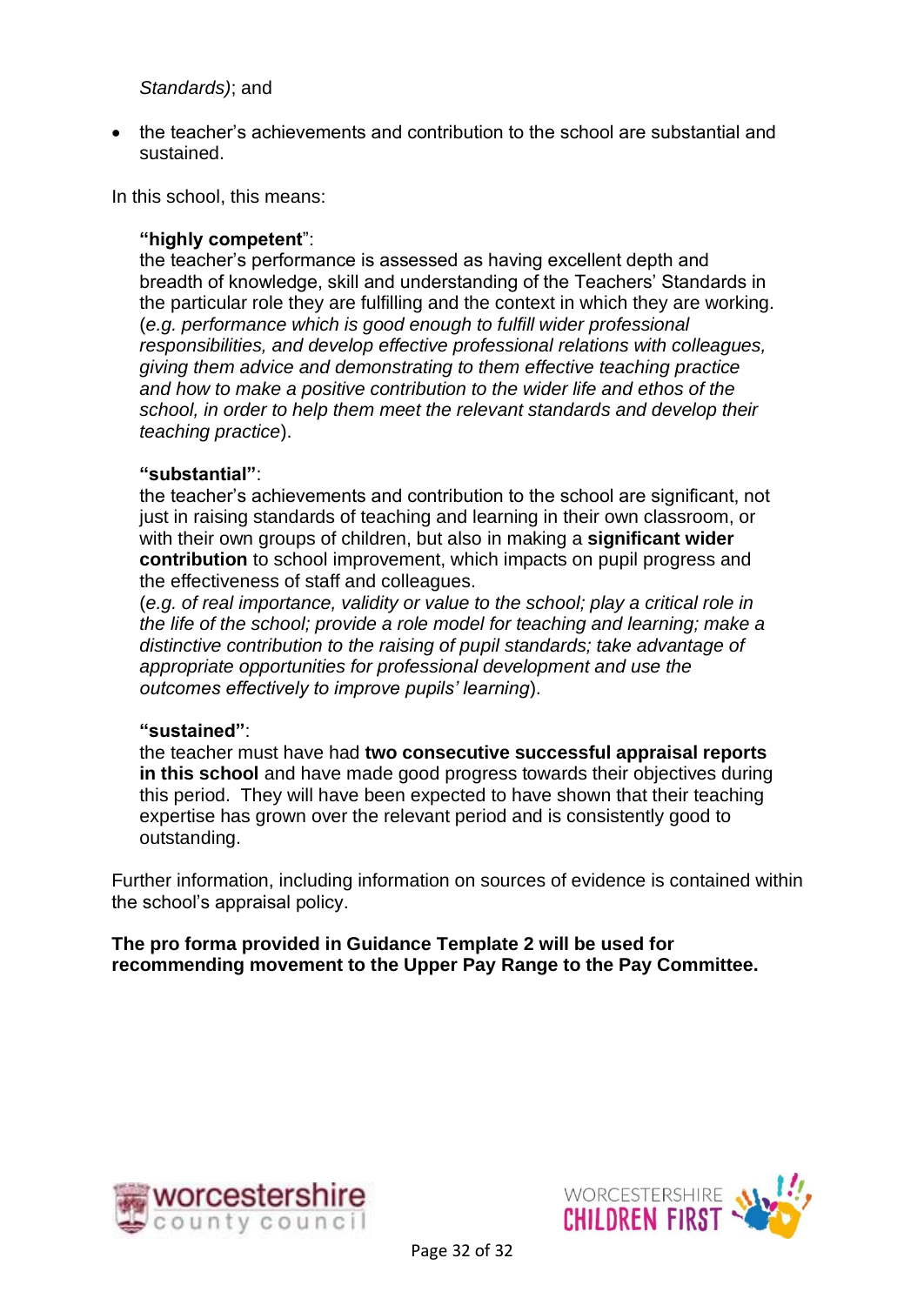*Standards)*; and

- the teacher's achievements and contribution to the school are substantial and sustained.

In this school, this means:

**"highly competent"**:
the teacher's performance is assessed as having excellent depth and breadth of knowledge, skill and understanding of the Teachers' Standards in the particular role they are fulfilling and the context in which they are working. (*e.g. performance which is good enough to fulfill wider professional responsibilities, and develop effective professional relations with colleagues, giving them advice and demonstrating to them effective teaching practice and how to make a positive contribution to the wider life and ethos of the school, in order to help them meet the relevant standards and develop their teaching practice*).

**"substantial"**:
the teacher's achievements and contribution to the school are significant, not just in raising standards of teaching and learning in their own classroom, or with their own groups of children, but also in making a **significant wider contribution** to school improvement, which impacts on pupil progress and the effectiveness of staff and colleagues.
(*e.g. of real importance, validity or value to the school; play a critical role in the life of the school; provide a role model for teaching and learning; make a distinctive contribution to the raising of pupil standards; take advantage of appropriate opportunities for professional development and use the outcomes effectively to improve pupils' learning*).

**"sustained"**:
the teacher must have had **two consecutive successful appraisal reports in this school** and have made good progress towards their objectives during this period. They will have been expected to have shown that their teaching expertise has grown over the relevant period and is consistently good to outstanding.

Further information, including information on sources of evidence is contained within the school's appraisal policy.

**The pro forma provided in Guidance Template 2 will be used for recommending movement to the Upper Pay Range to the Pay Committee.**